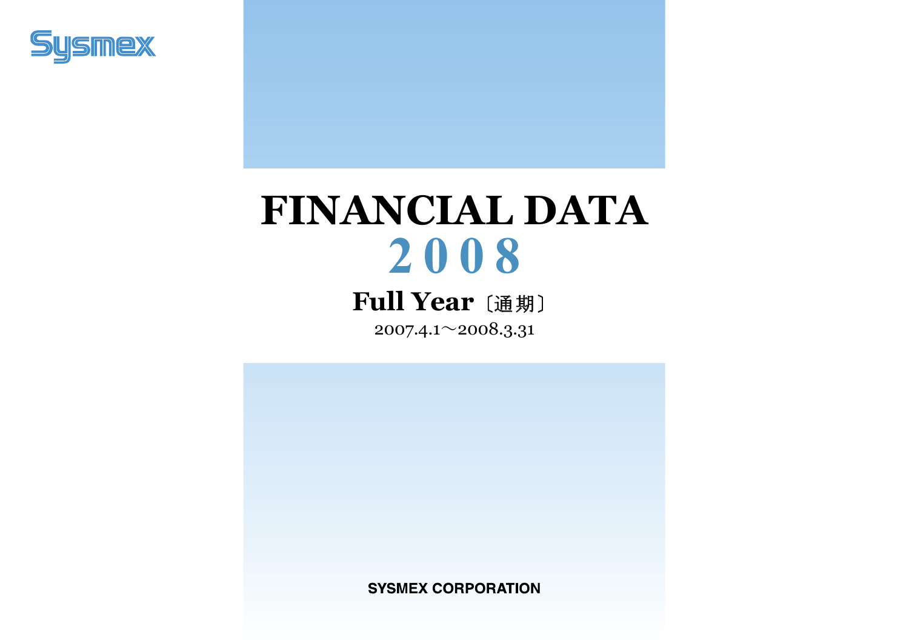Sysmex

# FINANCIAL DATA
# 2008

## Full Year〔通期〕

2007.4.1～2008.3.31

SYSMEX CORPORATION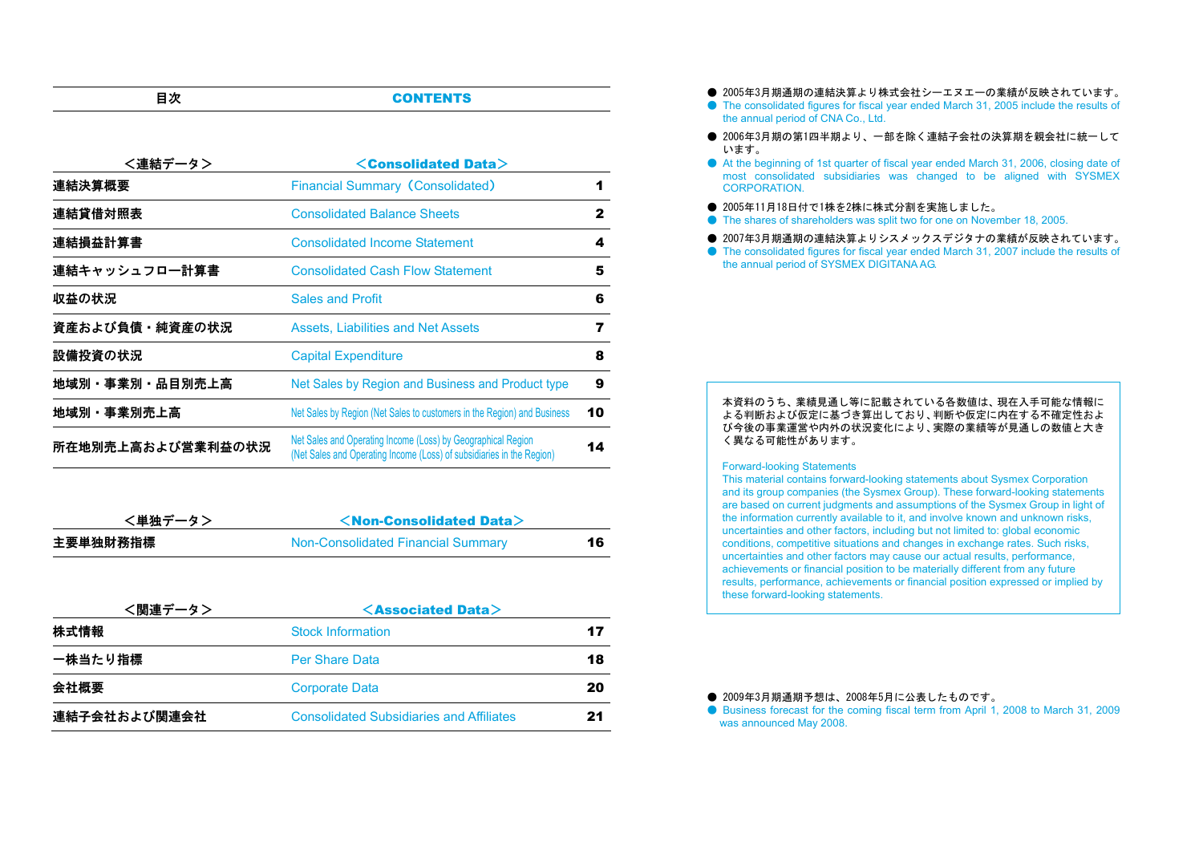| 目次 | CONTENTS | |
|---|---|---|
| **<連結データ>** | **<Consolidated Data>** | |
| 連結決算概要 | Financial Summary（Consolidated） | 1 |
| 連結貸借対照表 | Consolidated Balance Sheets | 2 |
| 連結損益計算書 | Consolidated Income Statement | 4 |
| 連結キャッシュフロー計算書 | Consolidated Cash Flow Statement | 5 |
| 収益の状況 | Sales and Profit | 6 |
| 資産および負債・純資産の状況 | Assets, Liabilities and Net Assets | 7 |
| 設備投資の状況 | Capital Expenditure | 8 |
| 地域別・事業別・品目別売上高 | Net Sales by Region and Business and Product type | 9 |
| 地域別・事業別売上高 | Net Sales by Region (Net Sales to customers in the Region) and Business | 10 |
| 所在地別売上高および営業利益の状況 | Net Sales and Operating Income (Loss) by Geographical Region (Net Sales and Operating Income (Loss) of subsidiaries in the Region) | 14 |
| **<単独データ>** | **<Non-Consolidated Data>** | |
| 主要単独財務指標 | Non-Consolidated Financial Summary | 16 |
| **<関連データ>** | **<Associated Data>** | |
| 株式情報 | Stock Information | 17 |
| 一株当たり指標 | Per Share Data | 18 |
| 会社概要 | Corporate Data | 20 |
| 連結子会社および関連会社 | Consolidated Subsidiaries and Affiliates | 21 |

- 2005年3月期通期の連結決算より株式会社シーエヌエーの業績が反映されています。
- The consolidated figures for fiscal year ended March 31, 2005 include the results of the annual period of CNA Co., Ltd.
- 2006年3月期の第1四半期より、一部を除く連結子会社の決算期を親会社に統一しています。
- At the beginning of 1st quarter of fiscal year ended March 31, 2006, closing date of most consolidated subsidiaries was changed to be aligned with SYSMEX CORPORATION.
- 2005年11月18日付で1株を2株に株式分割を実施しました。
- The shares of shareholders was split two for one on November 18, 2005.
- 2007年3月期通期の連結決算よりシスメックスデジタナの業績が反映されています。
- The consolidated figures for fiscal year ended March 31, 2007 include the results of the annual period of SYSMEX DIGITANA AG.

本資料のうち、業績見通し等に記載されている各数値は、現在入手可能な情報による判断および仮定に基づき算出しており、判断や仮定に内在する不確定性および今後の事業運営や内外の状況変化により、実際の業績等が見通しの数値と大きく異なる可能性があります。

Forward-looking Statements
This material contains forward-looking statements about Sysmex Corporation and its group companies (the Sysmex Group). These forward-looking statements are based on current judgments and assumptions of the Sysmex Group in light of the information currently available to it, and involve known and unknown risks, uncertainties and other factors, including but not limited to: global economic conditions, competitive situations and changes in exchange rates. Such risks, uncertainties and other factors may cause our actual results, performance, achievements or financial position to be materially different from any future results, performance, achievements or financial position expressed or implied by these forward-looking statements.

- 2009年3月期通期予想は、2008年5月に公表したものです。
- Business forecast for the coming fiscal term from April 1, 2008 to March 31, 2009 was announced May 2008.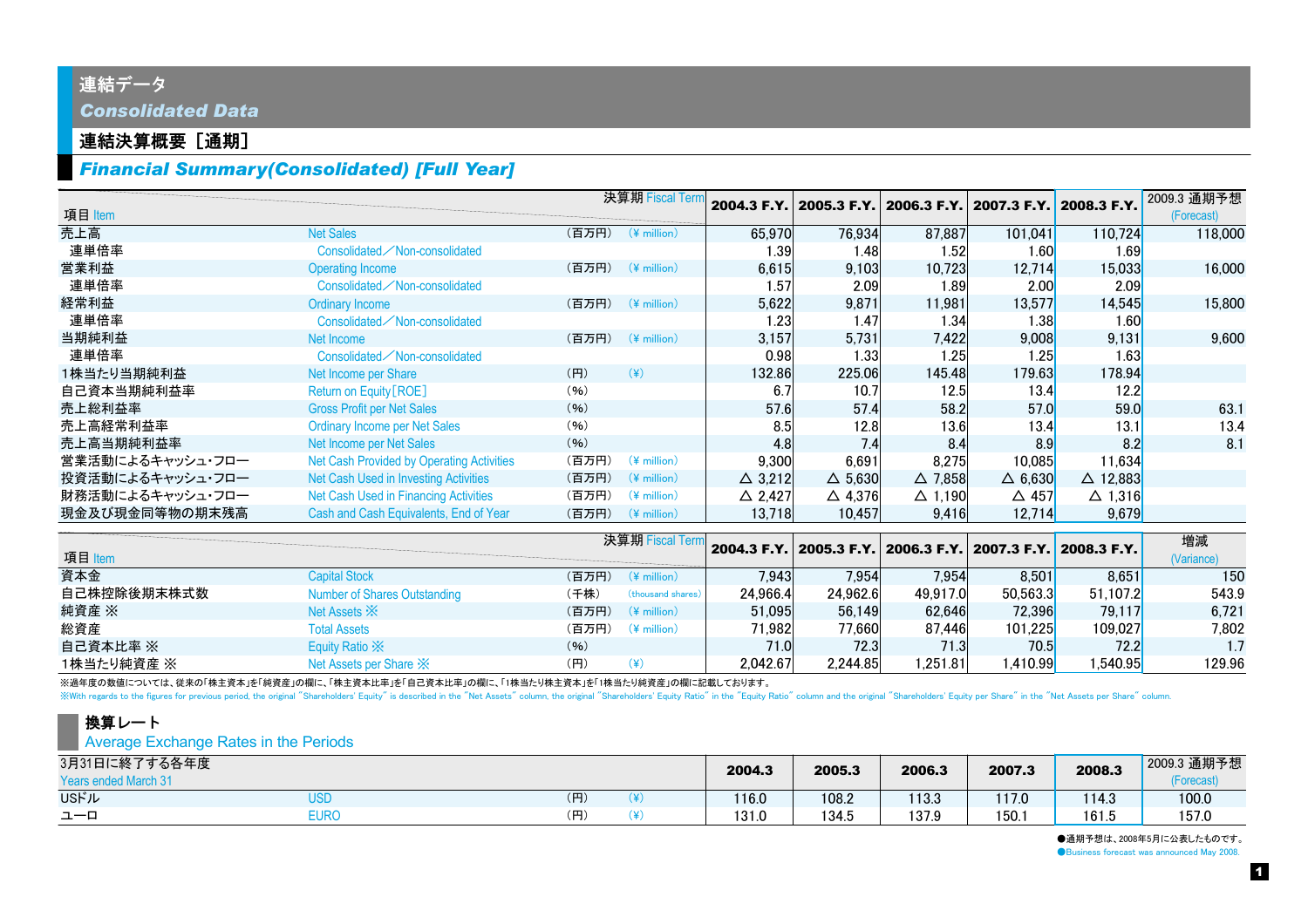# 連結データ
## *Consolidated Data*

### 連結決算概要［通期］
### *Financial Summary(Consolidated) [Full Year]*

| 項目 Item | | 決算期 Fiscal Term | | 2004.3 F.Y. | 2005.3 F.Y. | 2006.3 F.Y. | 2007.3 F.Y. | 2008.3 F.Y. | 2009.3 通期予想 (Forecast) |
|---|---|---|---|---|---|---|---|---|---|
| 売上高 | Net Sales | （百万円） | (¥ million) | 65,970 | 76,934 | 87,887 | 101,041 | 110,724 | 118,000 |
| 連単倍率 | Consolidated／Non-consolidated | | | 1.39 | 1.48 | 1.52 | 1.60 | 1.69 | |
| 営業利益 | Operating Income | （百万円） | (¥ million) | 6,615 | 9,103 | 10,723 | 12,714 | 15,033 | 16,000 |
| 連単倍率 | Consolidated／Non-consolidated | | | 1.57 | 2.09 | 1.89 | 2.00 | 2.09 | |
| 経常利益 | Ordinary Income | （百万円） | (¥ million) | 5,622 | 9,871 | 11,981 | 13,577 | 14,545 | 15,800 |
| 連単倍率 | Consolidated／Non-consolidated | | | 1.23 | 1.47 | 1.34 | 1.38 | 1.60 | |
| 当期純利益 | Net Income | （百万円） | (¥ million) | 3,157 | 5,731 | 7,422 | 9,008 | 9,131 | 9,600 |
| 連単倍率 | Consolidated／Non-consolidated | | | 0.98 | 1.33 | 1.25 | 1.25 | 1.63 | |
| 1株当たり当期純利益 | Net Income per Share | （円） | (¥) | 132.86 | 225.06 | 145.48 | 179.63 | 178.94 | |
| 自己資本当期純利益率 | Return on Equity［ROE］ | （%） | | 6.7 | 10.7 | 12.5 | 13.4 | 12.2 | |
| 売上総利益率 | Gross Profit per Net Sales | （%） | | 57.6 | 57.4 | 58.2 | 57.0 | 59.0 | 63.1 |
| 売上高経常利益率 | Ordinary Income per Net Sales | （%） | | 8.5 | 12.8 | 13.6 | 13.4 | 13.1 | 13.4 |
| 売上高当期純利益率 | Net Income per Net Sales | （%） | | 4.8 | 7.4 | 8.4 | 8.9 | 8.2 | 8.1 |
| 営業活動によるキャッシュ・フロー | Net Cash Provided by Operating Activities | （百万円） | (¥ million) | 9,300 | 6,691 | 8,275 | 10,085 | 11,634 | |
| 投資活動によるキャッシュ・フロー | Net Cash Used in Investing Activities | （百万円） | (¥ million) | △ 3,212 | △ 5,630 | △ 7,858 | △ 6,630 | △ 12,883 | |
| 財務活動によるキャッシュ・フロー | Net Cash Used in Financing Activities | （百万円） | (¥ million) | △ 2,427 | △ 4,376 | △ 1,190 | △ 457 | △ 1,316 | |
| 現金及び現金同等物の期末残高 | Cash and Cash Equivalents, End of Year | （百万円） | (¥ million) | 13,718 | 10,457 | 9,416 | 12,714 | 9,679 | |

| 項目 Item | | 決算期 Fiscal Term | | 2004.3 F.Y. | 2005.3 F.Y. | 2006.3 F.Y. | 2007.3 F.Y. | 2008.3 F.Y. | 増減 (Variance) |
|---|---|---|---|---|---|---|---|---|---|
| 資本金 | Capital Stock | （百万円） | (¥ million) | 7,943 | 7,954 | 7,954 | 8,501 | 8,651 | 150 |
| 自己株控除後期末株式数 | Number of Shares Outstanding | （千株） | (thousand shares) | 24,966.4 | 24,962.6 | 49,917.0 | 50,563.3 | 51,107.2 | 543.9 |
| 純資産 ※ | Net Assets ※ | （百万円） | (¥ million) | 51,095 | 56,149 | 62,646 | 72,396 | 79,117 | 6,721 |
| 総資産 | Total Assets | （百万円） | (¥ million) | 71,982 | 77,660 | 87,446 | 101,225 | 109,027 | 7,802 |
| 自己資本比率 ※ | Equity Ratio ※ | （%） | | 71.0 | 72.3 | 71.3 | 70.5 | 72.2 | 1.7 |
| 1株当たり純資産 ※ | Net Assets per Share ※ | （円） | (¥) | 2,042.67 | 2,244.85 | 1,251.81 | 1,410.99 | 1,540.95 | 129.96 |

※過年度の数値については、従来の「株主資本」を「純資産」の欄に、「株主資本比率」を「自己資本比率」の欄に、「1株当たり株主資本」を「1株当たり純資産」の欄に記載しております。

※With regards to the figures for previous period, the original "Shareholders' Equity" is described in the "Net Assets" column, the original "Shareholders' Equity Ratio" in the "Equity Ratio" column and the original "Shareholders' Equity per Share" in the "Net Assets per Share" column.

### 換算レート
### Average Exchange Rates in the Periods

| 3月31日に終了する各年度 Years ended March 31 | | | | 2004.3 | 2005.3 | 2006.3 | 2007.3 | 2008.3 | 2009.3 通期予想 (Forecast) |
|---|---|---|---|---|---|---|---|---|---|
| USドル | USD | （円） | (¥) | 116.0 | 108.2 | 113.3 | 117.0 | 114.3 | 100.0 |
| ユーロ | EURO | （円） | (¥) | 131.0 | 134.5 | 137.9 | 150.1 | 161.5 | 157.0 |

●通期予想は、2008年5月に公表したものです。
●Business forecast was announced May 2008.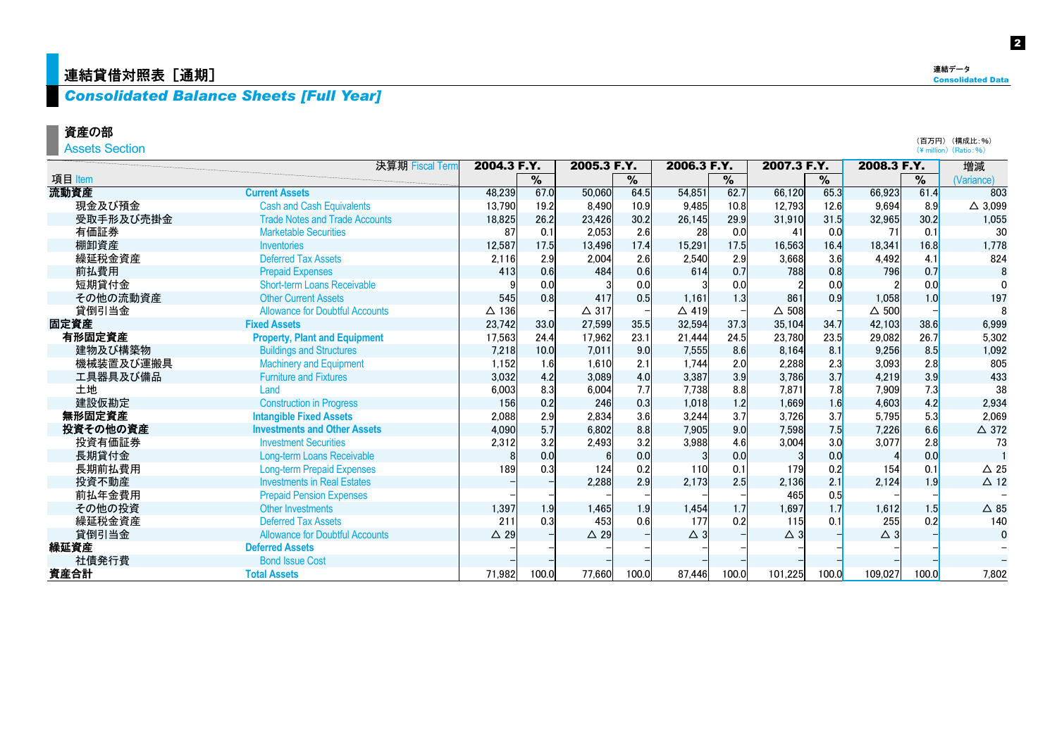# 連結貸借対照表［通期］

## *Consolidated Balance Sheets [Full Year]*

連結データ
Consolidated Data

### 資産の部
Assets Section

（百万円）（構成比：%）
（¥ million）（Ratio：%）

| 項目 Item | | 2004.3 F.Y. | % | 2005.3 F.Y. | % | 2006.3 F.Y. | % | 2007.3 F.Y. | % | 2008.3 F.Y. | % | 増減 (Variance) |
|---|---|---|---|---|---|---|---|---|---|---|---|---|
| **流動資産** | **Current Assets** | 48,239 | 67.0 | 50,060 | 64.5 | 54,851 | 62.7 | 66,120 | 65.3 | 66,923 | 61.4 | 803 |
| 現金及び預金 | Cash and Cash Equivalents | 13,790 | 19.2 | 8,490 | 10.9 | 9,485 | 10.8 | 12,793 | 12.6 | 9,694 | 8.9 | △ 3,099 |
| 受取手形及び売掛金 | Trade Notes and Trade Accounts | 18,825 | 26.2 | 23,426 | 30.2 | 26,145 | 29.9 | 31,910 | 31.5 | 32,965 | 30.2 | 1,055 |
| 有価証券 | Marketable Securities | 87 | 0.1 | 2,053 | 2.6 | 28 | 0.0 | 41 | 0.0 | 71 | 0.1 | 30 |
| 棚卸資産 | Inventories | 12,587 | 17.5 | 13,496 | 17.4 | 15,291 | 17.5 | 16,563 | 16.4 | 18,341 | 16.8 | 1,778 |
| 繰延税金資産 | Deferred Tax Assets | 2,116 | 2.9 | 2,004 | 2.6 | 2,540 | 2.9 | 3,668 | 3.6 | 4,492 | 4.1 | 824 |
| 前払費用 | Prepaid Expenses | 413 | 0.6 | 484 | 0.6 | 614 | 0.7 | 788 | 0.8 | 796 | 0.7 | 8 |
| 短期貸付金 | Short-term Loans Receivable | 9 | 0.0 | 3 | 0.0 | 3 | 0.0 | 2 | 0.0 | 2 | 0.0 | 0 |
| その他の流動資産 | Other Current Assets | 545 | 0.8 | 417 | 0.5 | 1,161 | 1.3 | 861 | 0.9 | 1,058 | 1.0 | 197 |
| 貸倒引当金 | Allowance for Doubtful Accounts | △ 136 | – | △ 317 | – | △ 419 | – | △ 508 | – | △ 500 | – | 8 |
| **固定資産** | **Fixed Assets** | 23,742 | 33.0 | 27,599 | 35.5 | 32,594 | 37.3 | 35,104 | 34.7 | 42,103 | 38.6 | 6,999 |
| **有形固定資産** | **Property, Plant and Equipment** | 17,563 | 24.4 | 17,962 | 23.1 | 21,444 | 24.5 | 23,780 | 23.5 | 29,082 | 26.7 | 5,302 |
| 建物及び構築物 | Buildings and Structures | 7,218 | 10.0 | 7,011 | 9.0 | 7,555 | 8.6 | 8,164 | 8.1 | 9,256 | 8.5 | 1,092 |
| 機械装置及び運搬具 | Machinery and Equipment | 1,152 | 1.6 | 1,610 | 2.1 | 1,744 | 2.0 | 2,288 | 2.3 | 3,093 | 2.8 | 805 |
| 工具器具及び備品 | Furniture and Fixtures | 3,032 | 4.2 | 3,089 | 4.0 | 3,387 | 3.9 | 3,786 | 3.7 | 4,219 | 3.9 | 433 |
| 土地 | Land | 6,003 | 8.3 | 6,004 | 7.7 | 7,738 | 8.8 | 7,871 | 7.8 | 7,909 | 7.3 | 38 |
| 建設仮勘定 | Construction in Progress | 156 | 0.2 | 246 | 0.3 | 1,018 | 1.2 | 1,669 | 1.6 | 4,603 | 4.2 | 2,934 |
| **無形固定資産** | **Intangible Fixed Assets** | 2,088 | 2.9 | 2,834 | 3.6 | 3,244 | 3.7 | 3,726 | 3.7 | 5,795 | 5.3 | 2,069 |
| **投資その他の資産** | **Investments and Other Assets** | 4,090 | 5.7 | 6,802 | 8.8 | 7,905 | 9.0 | 7,598 | 7.5 | 7,226 | 6.6 | △ 372 |
| 投資有価証券 | Investment Securities | 2,312 | 3.2 | 2,493 | 3.2 | 3,988 | 4.6 | 3,004 | 3.0 | 3,077 | 2.8 | 73 |
| 長期貸付金 | Long-term Loans Receivable | 8 | 0.0 | 6 | 0.0 | 3 | 0.0 | 3 | 0.0 | 4 | 0.0 | 1 |
| 長期前払費用 | Long-term Prepaid Expenses | 189 | 0.3 | 124 | 0.2 | 110 | 0.1 | 179 | 0.2 | 154 | 0.1 | △ 25 |
| 投資不動産 | Investments in Real Estates | – | – | 2,288 | 2.9 | 2,173 | 2.5 | 2,136 | 2.1 | 2,124 | 1.9 | △ 12 |
| 前払年金費用 | Prepaid Pension Expenses | – | – | – | – | – | – | 465 | 0.5 | – | – | – |
| その他の投資 | Other Investments | 1,397 | 1.9 | 1,465 | 1.9 | 1,454 | 1.7 | 1,697 | 1.7 | 1,612 | 1.5 | △ 85 |
| 繰延税金資産 | Deferred Tax Assets | 211 | 0.3 | 453 | 0.6 | 177 | 0.2 | 115 | 0.1 | 255 | 0.2 | 140 |
| 貸倒引当金 | Allowance for Doubtful Accounts | △ 29 | – | △ 29 | – | △ 3 | – | △ 3 | – | △ 3 | – | 0 |
| **繰延資産** | **Deferred Assets** | – | – | – | – | – | – | – | – | – | – | – |
| 社債発行費 | Bond Issue Cost | – | – | – | – | – | – | – | – | – | – | – |
| **資産合計** | **Total Assets** | 71,982 | 100.0 | 77,660 | 100.0 | 87,446 | 100.0 | 101,225 | 100.0 | 109,027 | 100.0 | 7,802 |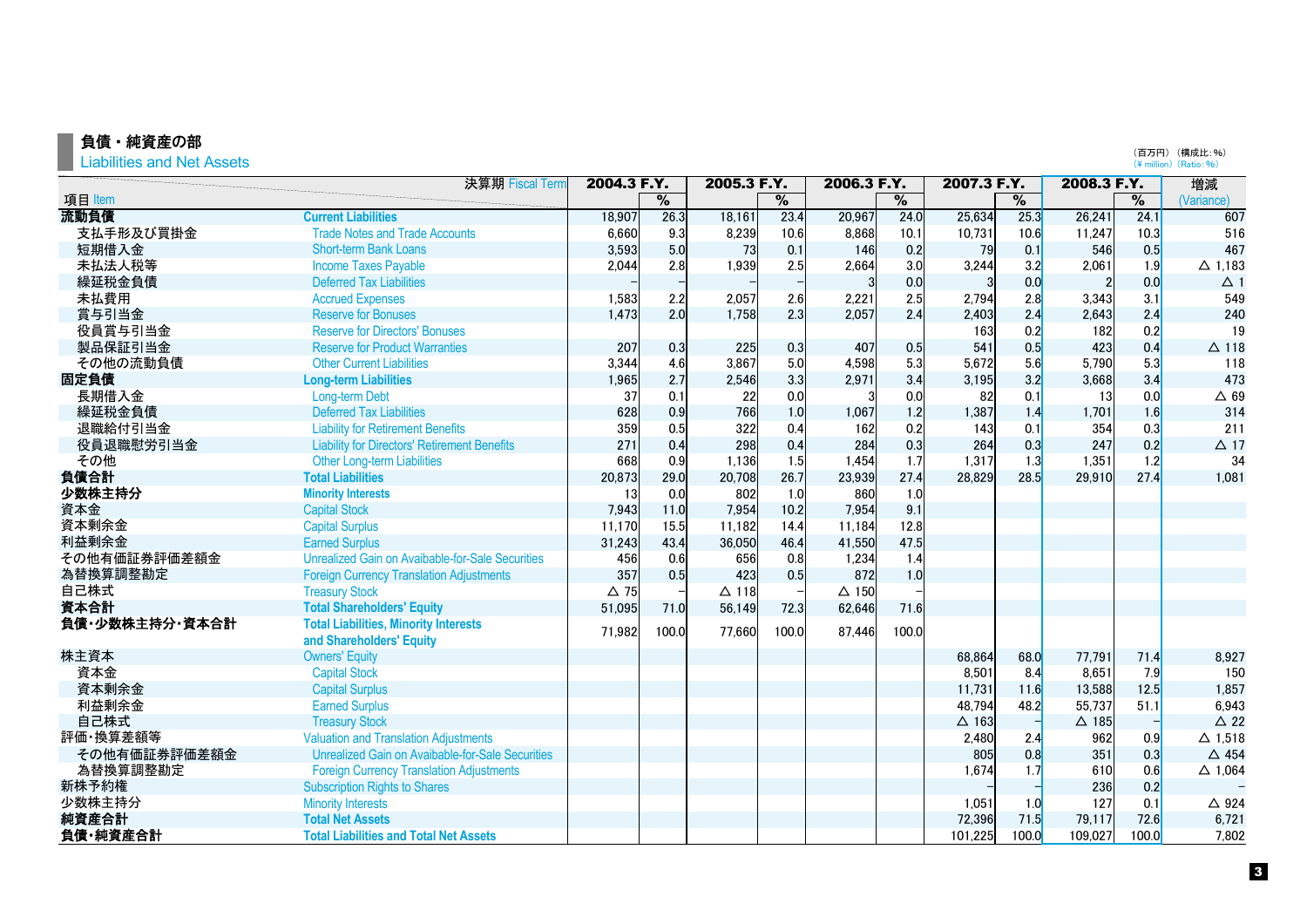## 負債・純資産の部
Liabilities and Net Assets

（百万円）（構成比：%）
(¥ million) (Ratio: %)

| 項目 Item | 決算期 Fiscal Term | 2004.3 F.Y. | % | 2005.3 F.Y. | % | 2006.3 F.Y. | % | 2007.3 F.Y. | % | 2008.3 F.Y. | % | 増減 (Variance) |
|---|---|---|---|---|---|---|---|---|---|---|---|---|
| **流動負債** | **Current Liabilities** | 18,907 | 26.3 | 18,161 | 23.4 | 20,967 | 24.0 | 25,634 | 25.3 | 26,241 | 24.1 | 607 |
| 支払手形及び買掛金 | Trade Notes and Trade Accounts | 6,660 | 9.3 | 8,239 | 10.6 | 8,868 | 10.1 | 10,731 | 10.6 | 11,247 | 10.3 | 516 |
| 短期借入金 | Short-term Bank Loans | 3,593 | 5.0 | 73 | 0.1 | 146 | 0.2 | 79 | 0.1 | 546 | 0.5 | 467 |
| 未払法人税等 | Income Taxes Payable | 2,044 | 2.8 | 1,939 | 2.5 | 2,664 | 3.0 | 3,244 | 3.2 | 2,061 | 1.9 | △ 1,183 |
| 繰延税金負債 | Deferred Tax Liabilities | – | – | – | – | 3 | 0.0 | 3 | 0.0 | 2 | 0.0 | △ 1 |
| 未払費用 | Accrued Expenses | 1,583 | 2.2 | 2,057 | 2.6 | 2,221 | 2.5 | 2,794 | 2.8 | 3,343 | 3.1 | 549 |
| 賞与引当金 | Reserve for Bonuses | 1,473 | 2.0 | 1,758 | 2.3 | 2,057 | 2.4 | 2,403 | 2.4 | 2,643 | 2.4 | 240 |
| 役員賞与引当金 | Reserve for Directors' Bonuses | | | | | | | 163 | 0.2 | 182 | 0.2 | 19 |
| 製品保証引当金 | Reserve for Product Warranties | 207 | 0.3 | 225 | 0.3 | 407 | 0.5 | 541 | 0.5 | 423 | 0.4 | △ 118 |
| その他の流動負債 | Other Current Liabilities | 3,344 | 4.6 | 3,867 | 5.0 | 4,598 | 5.3 | 5,672 | 5.6 | 5,790 | 5.3 | 118 |
| **固定負債** | **Long-term Liabilities** | 1,965 | 2.7 | 2,546 | 3.3 | 2,971 | 3.4 | 3,195 | 3.2 | 3,668 | 3.4 | 473 |
| 長期借入金 | Long-term Debt | 37 | 0.1 | 22 | 0.0 | 3 | 0.0 | 82 | 0.1 | 13 | 0.0 | △ 69 |
| 繰延税金負債 | Deferred Tax Liabilities | 628 | 0.9 | 766 | 1.0 | 1,067 | 1.2 | 1,387 | 1.4 | 1,701 | 1.6 | 314 |
| 退職給付引当金 | Liability for Retirement Benefits | 359 | 0.5 | 322 | 0.4 | 162 | 0.2 | 143 | 0.1 | 354 | 0.3 | 211 |
| 役員退職慰労引当金 | Liability for Directors' Retirement Benefits | 271 | 0.4 | 298 | 0.4 | 284 | 0.3 | 264 | 0.3 | 247 | 0.2 | △ 17 |
| その他 | Other Long-term Liabilities | 668 | 0.9 | 1,136 | 1.5 | 1,454 | 1.7 | 1,317 | 1.3 | 1,351 | 1.2 | 34 |
| **負債合計** | **Total Liabilities** | 20,873 | 29.0 | 20,708 | 26.7 | 23,939 | 27.4 | 28,829 | 28.5 | 29,910 | 27.4 | 1,081 |
| **少数株主持分** | **Minority Interests** | 13 | 0.0 | 802 | 1.0 | 860 | 1.0 | | | | | |
| 資本金 | Capital Stock | 7,943 | 11.0 | 7,954 | 10.2 | 7,954 | 9.1 | | | | | |
| 資本剰余金 | Capital Surplus | 11,170 | 15.5 | 11,182 | 14.4 | 11,184 | 12.8 | | | | | |
| 利益剰余金 | Earned Surplus | 31,243 | 43.4 | 36,050 | 46.4 | 41,550 | 47.5 | | | | | |
| その他有価証券評価差額金 | Unrealized Gain on Avaibable-for-Sale Securities | 456 | 0.6 | 656 | 0.8 | 1,234 | 1.4 | | | | | |
| 為替換算調整勘定 | Foreign Currency Translation Adjustments | 357 | 0.5 | 423 | 0.5 | 872 | 1.0 | | | | | |
| 自己株式 | Treasury Stock | △ 75 | – | △ 118 | – | △ 150 | – | | | | | |
| **資本合計** | **Total Shareholders' Equity** | 51,095 | 71.0 | 56,149 | 72.3 | 62,646 | 71.6 | | | | | |
| **負債・少数株主持分・資本合計** | **Total Liabilities, Minority Interests and Shareholders' Equity** | 71,982 | 100.0 | 77,660 | 100.0 | 87,446 | 100.0 | | | | | |
| 株主資本 | Owners' Equity | | | | | | | 68,864 | 68.0 | 77,791 | 71.4 | 8,927 |
| 資本金 | Capital Stock | | | | | | | 8,501 | 8.4 | 8,651 | 7.9 | 150 |
| 資本剰余金 | Capital Surplus | | | | | | | 11,731 | 11.6 | 13,588 | 12.5 | 1,857 |
| 利益剰余金 | Earned Surplus | | | | | | | 48,794 | 48.2 | 55,737 | 51.1 | 6,943 |
| 自己株式 | Treasury Stock | | | | | | | △ 163 | – | △ 185 | – | △ 22 |
| 評価・換算差額等 | Valuation and Translation Adjustments | | | | | | | 2,480 | 2.4 | 962 | 0.9 | △ 1,518 |
| その他有価証券評価差額金 | Unrealized Gain on Avaibable-for-Sale Securities | | | | | | | 805 | 0.8 | 351 | 0.3 | △ 454 |
| 為替換算調整勘定 | Foreign Currency Translation Adjustments | | | | | | | 1,674 | 1.7 | 610 | 0.6 | △ 1,064 |
| 新株予約権 | Subscription Rights to Shares | | | | | | | – | – | 236 | 0.2 | – |
| 少数株主持分 | Minority Interests | | | | | | | 1,051 | 1.0 | 127 | 0.1 | △ 924 |
| **純資産合計** | **Total Net Assets** | | | | | | | 72,396 | 71.5 | 79,117 | 72.6 | 6,721 |
| **負債・純資産合計** | **Total Liabilities and Total Net Assets** | | | | | | | 101,225 | 100.0 | 109,027 | 100.0 | 7,802 |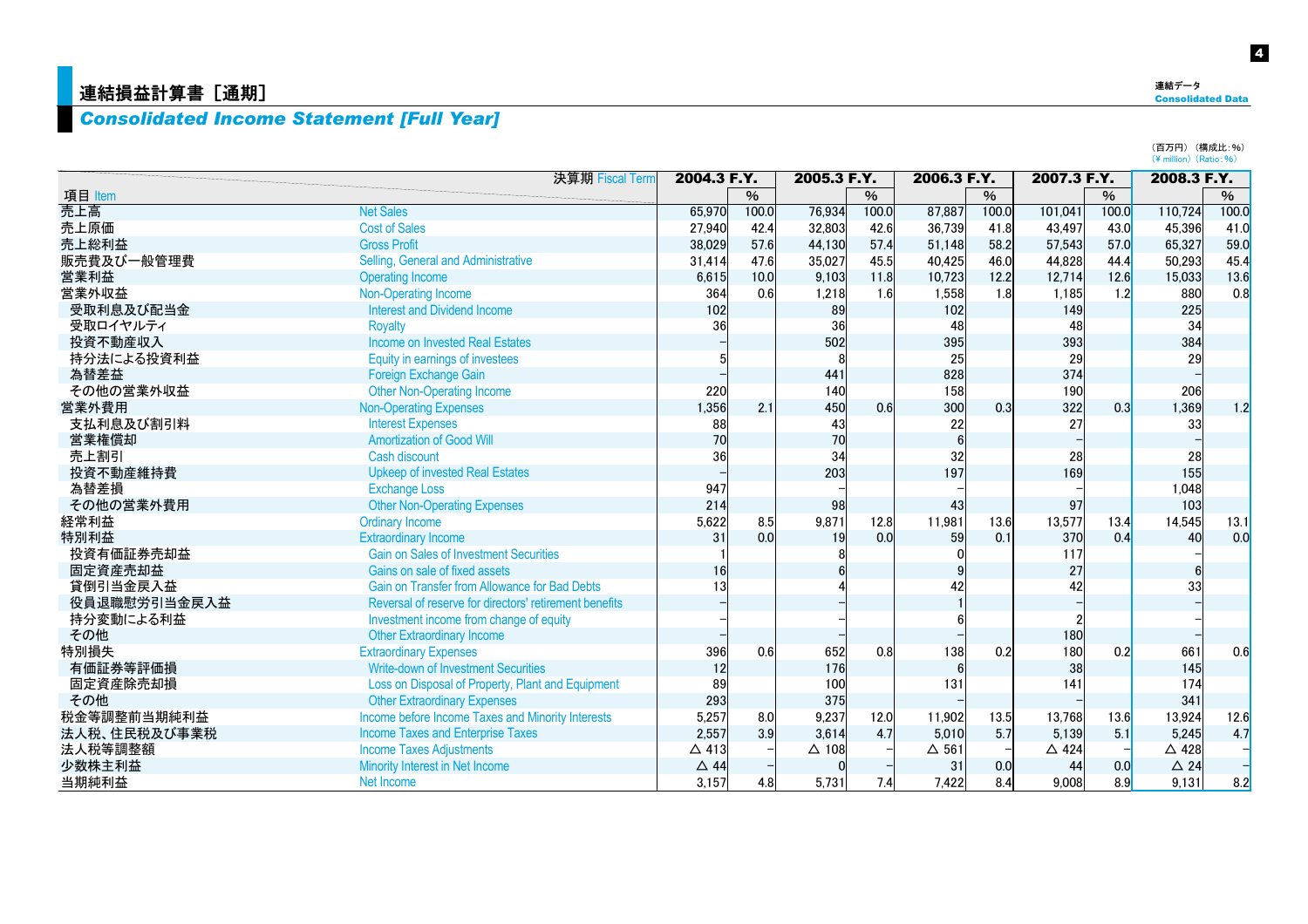# 連結損益計算書［通期］

## *Consolidated Income Statement [Full Year]*

連結データ
Consolidated Data

（百万円）（構成比：%）
（¥ million）（Ratio：%）

| 項目 Item | 決算期 Fiscal Term | 2004.3 F.Y. | % | 2005.3 F.Y. | % | 2006.3 F.Y. | % | 2007.3 F.Y. | % | 2008.3 F.Y. | % |
|---|---|---|---|---|---|---|---|---|---|---|---|
| 売上高 | Net Sales | 65,970 | 100.0 | 76,934 | 100.0 | 87,887 | 100.0 | 101,041 | 100.0 | 110,724 | 100.0 |
| 売上原価 | Cost of Sales | 27,940 | 42.4 | 32,803 | 42.6 | 36,739 | 41.8 | 43,497 | 43.0 | 45,396 | 41.0 |
| 売上総利益 | Gross Profit | 38,029 | 57.6 | 44,130 | 57.4 | 51,148 | 58.2 | 57,543 | 57.0 | 65,327 | 59.0 |
| 販売費及び一般管理費 | Selling, General and Administrative | 31,414 | 47.6 | 35,027 | 45.5 | 40,425 | 46.0 | 44,828 | 44.4 | 50,293 | 45.4 |
| 営業利益 | Operating Income | 6,615 | 10.0 | 9,103 | 11.8 | 10,723 | 12.2 | 12,714 | 12.6 | 15,033 | 13.6 |
| 営業外収益 | Non-Operating Income | 364 | 0.6 | 1,218 | 1.6 | 1,558 | 1.8 | 1,185 | 1.2 | 880 | 0.8 |
| 受取利息及び配当金 | Interest and Dividend Income | 102 | | 89 | | 102 | | 149 | | 225 | |
| 受取ロイヤルティ | Royalty | 36 | | 36 | | 48 | | 48 | | 34 | |
| 投資不動産収入 | Income on Invested Real Estates | – | | 502 | | 395 | | 393 | | 384 | |
| 持分法による投資利益 | Equity in earnings of investees | 5 | | 8 | | 25 | | 29 | | 29 | |
| 為替差益 | Foreign Exchange Gain | – | | 441 | | 828 | | 374 | | – | |
| その他の営業外収益 | Other Non-Operating Income | 220 | | 140 | | 158 | | 190 | | 206 | |
| 営業外費用 | Non-Operating Expenses | 1,356 | 2.1 | 450 | 0.6 | 300 | 0.3 | 322 | 0.3 | 1,369 | 1.2 |
| 支払利息及び割引料 | Interest Expenses | 88 | | 43 | | 22 | | 27 | | 33 | |
| 営業権償却 | Amortization of Good Will | 70 | | 70 | | 6 | | – | | – | |
| 売上割引 | Cash discount | 36 | | 34 | | 32 | | 28 | | 28 | |
| 投資不動産維持費 | Upkeep of invested Real Estates | – | | 203 | | 197 | | 169 | | 155 | |
| 為替差損 | Exchange Loss | 947 | | – | | – | | – | | 1,048 | |
| その他の営業外費用 | Other Non-Operating Expenses | 214 | | 98 | | 43 | | 97 | | 103 | |
| 経常利益 | Ordinary Income | 5,622 | 8.5 | 9,871 | 12.8 | 11,981 | 13.6 | 13,577 | 13.4 | 14,545 | 13.1 |
| 特別利益 | Extraordinary Income | 31 | 0.0 | 19 | 0.0 | 59 | 0.1 | 370 | 0.4 | 40 | 0.0 |
| 投資有価証券売却益 | Gain on Sales of Investment Securities | 1 | | 8 | | 0 | | 117 | | – | |
| 固定資産売却益 | Gains on sale of fixed assets | 16 | | 6 | | 9 | | 27 | | 6 | |
| 貸倒引当金戻入益 | Gain on Transfer from Allowance for Bad Debts | 13 | | 4 | | 42 | | 42 | | 33 | |
| 役員退職慰労引当金戻入益 | Reversal of reserve for directors' retirement benefits | – | | – | | 1 | | – | | – | |
| 持分変動による利益 | Investment income from change of equity | – | | – | | 6 | | 2 | | – | |
| その他 | Other Extraordinary Income | – | | – | | – | | 180 | | – | |
| 特別損失 | Extraordinary Expenses | 396 | 0.6 | 652 | 0.8 | 138 | 0.2 | 180 | 0.2 | 661 | 0.6 |
| 有価証券等評価損 | Write-down of Investment Securities | 12 | | 176 | | 6 | | 38 | | 145 | |
| 固定資産除売却損 | Loss on Disposal of Property, Plant and Equipment | 89 | | 100 | | 131 | | 141 | | 174 | |
| その他 | Other Extraordinary Expenses | 293 | | 375 | | – | | – | | 341 | |
| 税金等調整前当期純利益 | Income before Income Taxes and Minority Interests | 5,257 | 8.0 | 9,237 | 12.0 | 11,902 | 13.5 | 13,768 | 13.6 | 13,924 | 12.6 |
| 法人税、住民税及び事業税 | Income Taxes and Enterprise Taxes | 2,557 | 3.9 | 3,614 | 4.7 | 5,010 | 5.7 | 5,139 | 5.1 | 5,245 | 4.7 |
| 法人税等調整額 | Income Taxes Adjustments | △ 413 | – | △ 108 | – | △ 561 | – | △ 424 | – | △ 428 | – |
| 少数株主利益 | Minority Interest in Net Income | △ 44 | – | 0 | – | 31 | 0.0 | 44 | 0.0 | △ 24 | – |
| 当期純利益 | Net Income | 3,157 | 4.8 | 5,731 | 7.4 | 7,422 | 8.4 | 9,008 | 8.9 | 9,131 | 8.2 |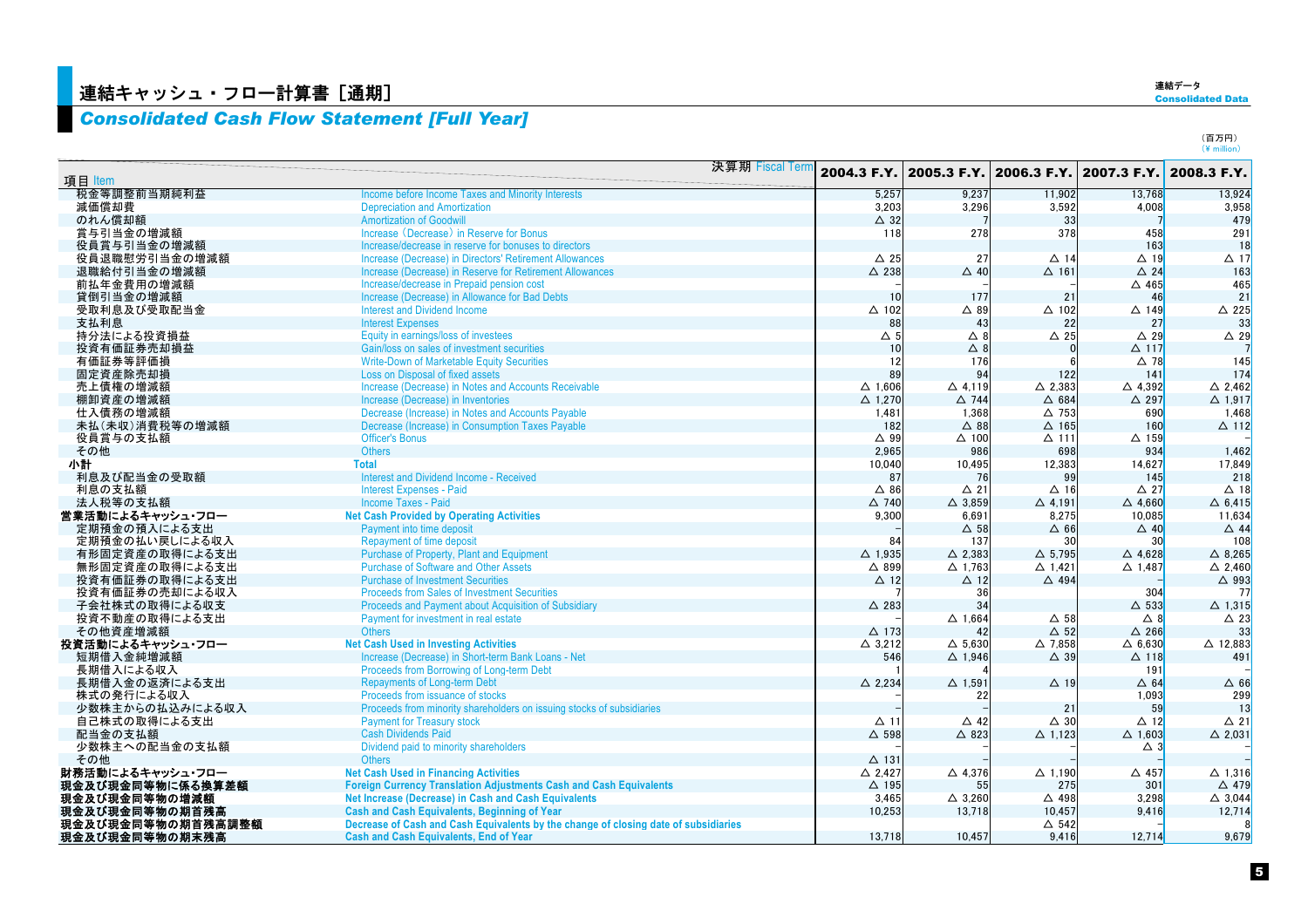# 連結キャッシュ・フロー計算書［通期］
## *Consolidated Cash Flow Statement [Full Year]*

（百万円）
（¥ million）

| 項目 Item | 決算期 Fiscal Term | 2004.3 F.Y. | 2005.3 F.Y. | 2006.3 F.Y. | 2007.3 F.Y. | 2008.3 F.Y. |
|---|---|---|---|---|---|---|
| 税金等調整前当期純利益 | Income before Income Taxes and Minority Interests | 5,257 | 9,237 | 11,902 | 13,768 | 13,924 |
| 減価償却費 | Depreciation and Amortization | 3,203 | 3,296 | 3,592 | 4,008 | 3,958 |
| のれん償却額 | Amortization of Goodwill | △ 32 | 7 | 33 | 7 | 479 |
| 賞与引当金の増減額 | Increase（Decrease）in Reserve for Bonus | 118 | 278 | 378 | 458 | 291 |
| 役員賞与引当金の増減額 | Increase/decrease in reserve for bonuses to directors | | | | 163 | 18 |
| 役員退職慰労引当金の増減額 | Increase (Decrease) in Directors' Retirement Allowances | △ 25 | 27 | △ 14 | △ 19 | △ 17 |
| 退職給付引当金の増減額 | Increase (Decrease) in Reserve for Retirement Allowances | △ 238 | △ 40 | △ 161 | △ 24 | 163 |
| 前払年金費用の増減額 | Increase/decrease in Prepaid pension cost | – | – | – | △ 465 | 465 |
| 貸倒引当金の増減額 | Increase (Decrease) in Allowance for Bad Debts | 10 | 177 | 21 | 46 | 21 |
| 受取利息及び受取配当金 | Interest and Dividend Income | △ 102 | △ 89 | △ 102 | △ 149 | △ 225 |
| 支払利息 | Interest Expenses | 88 | 43 | 22 | 27 | 33 |
| 持分法による投資損益 | Equity in earnings/loss of investees | △ 5 | △ 8 | △ 25 | △ 29 | △ 29 |
| 投資有価証券売却損益 | Gain/loss on sales of investment securities | 10 | △ 8 | 0 | △ 117 | 7 |
| 有価証券等評価損 | Write-Down of Marketable Equity Securities | 12 | 176 | 6 | △ 78 | 145 |
| 固定資産除売却損 | Loss on Disposal of fixed assets | 89 | 94 | 122 | 141 | 174 |
| 売上債権の増減額 | Increase (Decrease) in Notes and Accounts Receivable | △ 1,606 | △ 4,119 | △ 2,383 | △ 4,392 | △ 2,462 |
| 棚卸資産の増減額 | Increase (Decrease) in Inventories | △ 1,270 | △ 744 | △ 684 | △ 297 | △ 1,917 |
| 仕入債務の増減額 | Decrease (Increase) in Notes and Accounts Payable | 1,481 | 1,368 | △ 753 | 690 | 1,468 |
| 未払（未収）消費税等の増減額 | Decrease (Increase) in Consumption Taxes Payable | 182 | △ 88 | △ 165 | 160 | △ 112 |
| 役員賞与の支払額 | Officer's Bonus | △ 99 | △ 100 | △ 111 | △ 159 | – |
| その他 | Others | 2,965 | 986 | 698 | 934 | 1,462 |
| **小計** | **Total** | 10,040 | 10,495 | 12,383 | 14,627 | 17,849 |
| 利息及び配当金の受取額 | Interest and Dividend Income - Received | 87 | 76 | 99 | 145 | 218 |
| 利息の支払額 | Interest Expenses - Paid | △ 86 | △ 21 | △ 16 | △ 27 | △ 18 |
| 法人税等の支払額 | Income Taxes - Paid | △ 740 | △ 3,859 | △ 4,191 | △ 4,660 | △ 6,415 |
| **営業活動によるキャッシュ・フロー** | **Net Cash Provided by Operating Activities** | 9,300 | 6,691 | 8,275 | 10,085 | 11,634 |
| 定期預金の預入による支出 | Payment into time deposit | – | △ 58 | △ 66 | △ 40 | △ 44 |
| 定期預金の払い戻しによる収入 | Repayment of time deposit | 84 | 137 | 30 | 30 | 108 |
| 有形固定資産の取得による支出 | Purchase of Property, Plant and Equipment | △ 1,935 | △ 2,383 | △ 5,795 | △ 4,628 | △ 8,265 |
| 無形固定資産の取得による支出 | Purchase of Software and Other Assets | △ 899 | △ 1,763 | △ 1,421 | △ 1,487 | △ 2,460 |
| 投資有価証券の取得による支出 | Purchase of Investment Securities | △ 12 | △ 12 | △ 494 | – | △ 993 |
| 投資有価証券の売却による収入 | Proceeds from Sales of Investment Securities | 7 | 36 | | 304 | 77 |
| 子会社株式の取得による収支 | Proceeds and Payment about Acquisition of Subsidiary | △ 283 | 34 | | △ 533 | △ 1,315 |
| 投資不動産の取得による支出 | Payment for investment in real estate | – | △ 1,664 | △ 58 | △ 8 | △ 23 |
| その他資産増減額 | Others | △ 173 | 42 | △ 52 | △ 266 | 33 |
| **投資活動によるキャッシュ・フロー** | **Net Cash Used in Investing Activities** | △ 3,212 | △ 5,630 | △ 7,858 | △ 6,630 | △ 12,883 |
| 短期借入金純増減額 | Increase (Decrease) in Short-term Bank Loans - Net | 546 | △ 1,946 | △ 39 | △ 118 | 491 |
| 長期借入による収入 | Proceeds from Borrowing of Long-term Debt | 1 | 4 | | 191 | – |
| 長期借入金の返済による支出 | Repayments of Long-term Debt | △ 2,234 | △ 1,591 | △ 19 | △ 64 | △ 66 |
| 株式の発行による収入 | Proceeds from issuance of stocks | – | 22 | | 1,093 | 299 |
| 少数株主からの払込みによる収入 | Proceeds from minority shareholders on issuing stocks of subsidiaries | – | – | 21 | 59 | 13 |
| 自己株式の取得による支出 | Payment for Treasury stock | △ 11 | △ 42 | △ 30 | △ 12 | △ 21 |
| 配当金の支払額 | Cash Dividends Paid | △ 598 | △ 823 | △ 1,123 | △ 1,603 | △ 2,031 |
| 少数株主への配当金の支払額 | Dividend paid to minority shareholders | – | – | – | △ 3 | – |
| その他 | Others | △ 131 | – | – | – | – |
| **財務活動によるキャッシュ・フロー** | **Net Cash Used in Financing Activities** | △ 2,427 | △ 4,376 | △ 1,190 | △ 457 | △ 1,316 |
| **現金及び現金同等物に係る換算差額** | **Foreign Currency Translation Adjustments Cash and Cash Equivalents** | △ 195 | 55 | 275 | 301 | △ 479 |
| **現金及び現金同等物の増減額** | **Net Increase (Decrease) in Cash and Cash Equivalents** | 3,465 | △ 3,260 | △ 498 | 3,298 | △ 3,044 |
| **現金及び現金同等物の期首残高** | **Cash and Cash Equivalents, Beginning of Year** | 10,253 | 13,718 | 10,457 | 9,416 | 12,714 |
| **現金及び現金同等物の期首残高調整額** | **Decrease of Cash and Cash Equivalents by the change of closing date of subsidiaries** | | | △ 542 | – | 8 |
| **現金及び現金同等物の期末残高** | **Cash and Cash Equivalents, End of Year** | 13,718 | 10,457 | 9,416 | 12,714 | 9,679 |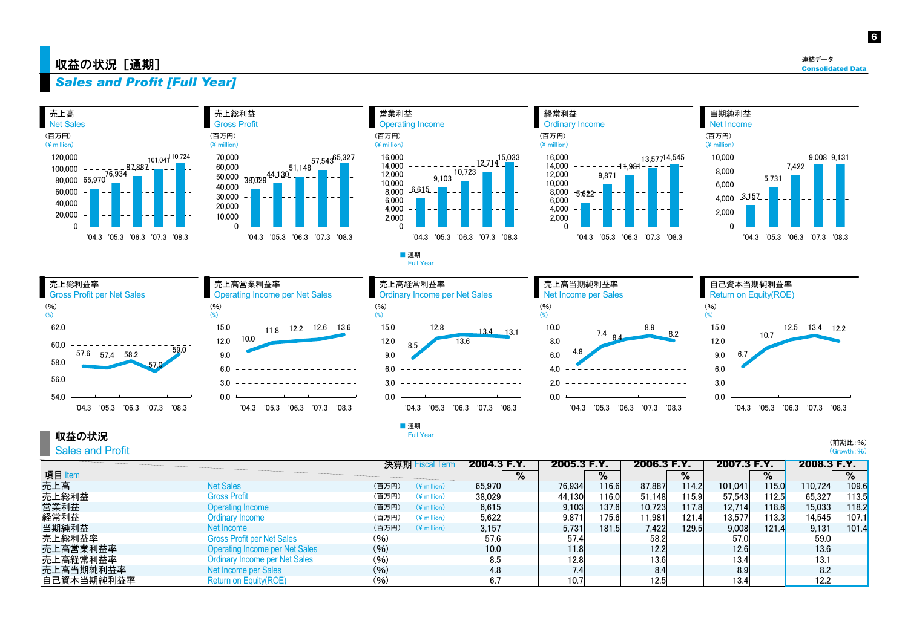# 収益の状況［通期］

## *Sales and Profit [Full Year]*

### 売上高 Net Sales

(百万円) (¥ million)

| '04.3 | '05.3 | '06.3 | '07.3 | '08.3 |
|---|---|---|---|---|
| 65,970 | 76,934 | 87,887 | 101,041 | 110,724 |

### 売上総利益 Gross Profit

(百万円) (¥ million)

| '04.3 | '05.3 | '06.3 | '07.3 | '08.3 |
|---|---|---|---|---|
| 38,029 | 44,130 | 51,148 | 57,543 | 65,327 |

### 営業利益 Operating Income

(百万円) (¥ million)

| '04.3 | '05.3 | '06.3 | '07.3 | '08.3 |
|---|---|---|---|---|
| 6,615 | 9,103 | 10,723 | 12,714 | 15,033 |

### 経常利益 Ordinary Income

(百万円) (¥ million)

| '04.3 | '05.3 | '06.3 | '07.3 | '08.3 |
|---|---|---|---|---|
| 5,622 | 9,871 | 11,981 | 13,577 | 14,545 |

### 当期純利益 Net Income

(百万円) (¥ million)

| '04.3 | '05.3 | '06.3 | '07.3 | '08.3 |
|---|---|---|---|---|
| 3,157 | 5,731 | 7,422 | 9,008 | 9,131 |

■ 通期 Full Year

### 売上総利益率 Gross Profit per Net Sales

(%)

| '04.3 | '05.3 | '06.3 | '07.3 | '08.3 |
|---|---|---|---|---|
| 57.6 | 57.4 | 58.2 | 57.0 | 59.0 |

### 売上高営業利益率 Operating Income per Net Sales

(%)

| '04.3 | '05.3 | '06.3 | '07.3 | '08.3 |
|---|---|---|---|---|
| 10.0 | 11.8 | 12.2 | 12.6 | 13.6 |

### 売上高経常利益率 Ordinary Income per Net Sales

(%)

| '04.3 | '05.3 | '06.3 | '07.3 | '08.3 |
|---|---|---|---|---|
| 8.5 | 12.8 | 13.6 | 13.4 | 13.1 |

### 売上高当期純利益率 Net Income per Sales

(%)

| '04.3 | '05.3 | '06.3 | '07.3 | '08.3 |
|---|---|---|---|---|
| 4.8 | 7.4 | 8.4 | 8.9 | 8.2 |

### 自己資本当期純利益率 Return on Equity(ROE)

(%)

| '04.3 | '05.3 | '06.3 | '07.3 | '08.3 |
|---|---|---|---|---|
| 6.7 | 10.7 | 12.5 | 13.4 | 12.2 |

■ 通期 Full Year

## 収益の状況 Sales and Profit

(前期比：%) (Growth：%)

| 項目 Item | | | 決算期 Fiscal Term | 2004.3 F.Y. | % | 2005.3 F.Y. | % | 2006.3 F.Y. | % | 2007.3 F.Y. | % | 2008.3 F.Y. | % |
|---|---|---|---|---|---|---|---|---|---|---|---|---|---|
| 売上高 | Net Sales | (百万円) | (¥ million) | 65,970 | | 76,934 | 116.6 | 87,887 | 114.2 | 101,041 | 115.0 | 110,724 | 109.6 |
| 売上総利益 | Gross Profit | (百万円) | (¥ million) | 38,029 | | 44,130 | 116.0 | 51,148 | 115.9 | 57,543 | 112.5 | 65,327 | 113.5 |
| 営業利益 | Operating Income | (百万円) | (¥ million) | 6,615 | | 9,103 | 137.6 | 10,723 | 117.8 | 12,714 | 118.6 | 15,033 | 118.2 |
| 経常利益 | Ordinary Income | (百万円) | (¥ million) | 5,622 | | 9,871 | 175.6 | 11,981 | 121.4 | 13,577 | 113.3 | 14,545 | 107.1 |
| 当期純利益 | Net Income | (百万円) | (¥ million) | 3,157 | | 5,731 | 181.5 | 7,422 | 129.5 | 9,008 | 121.4 | 9,131 | 101.4 |
| 売上総利益率 | Gross Profit per Net Sales | (%) | | 57.6 | | 57.4 | | 58.2 | | 57.0 | | 59.0 | |
| 売上高営業利益率 | Operating Income per Net Sales | (%) | | 10.0 | | 11.8 | | 12.2 | | 12.6 | | 13.6 | |
| 売上高経常利益率 | Ordinary Income per Net Sales | (%) | | 8.5 | | 12.8 | | 13.6 | | 13.4 | | 13.1 | |
| 売上高当期純利益率 | Net Income per Sales | (%) | | 4.8 | | 7.4 | | 8.4 | | 8.9 | | 8.2 | |
| 自己資本当期純利益率 | Return on Equity(ROE) | (%) | | 6.7 | | 10.7 | | 12.5 | | 13.4 | | 12.2 | |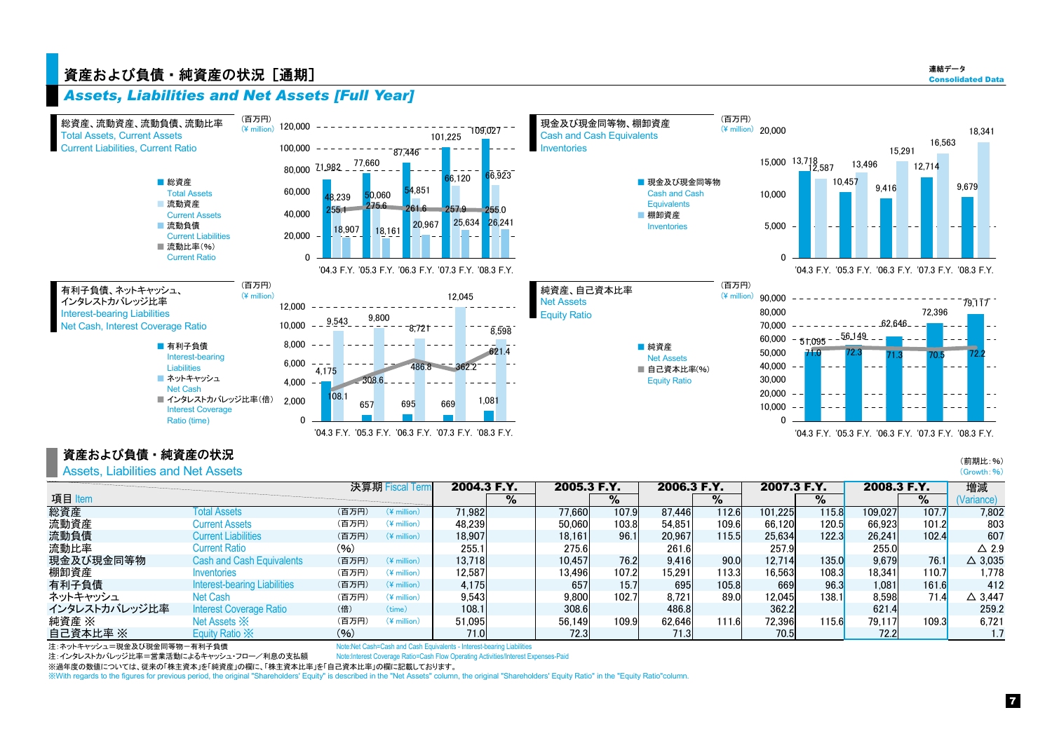# 資産および負債・純資産の状況［通期］

## Assets, Liabilities and Net Assets [Full Year]

連結データ
Consolidated Data

### 総資産、流動資産、流動負債、流動比率 / Total Assets, Current Assets / Current Liabilities, Current Ratio

（百万円）(¥ million)

| | '04.3 F.Y. | '05.3 F.Y. | '06.3 F.Y. | '07.3 F.Y. | '08.3 F.Y. |
|---|---|---|---|---|---|
| 総資産 Total Assets | 71,982 | 77,660 | 87,446 | 101,225 | 109,027 |
| 流動資産 Current Assets | 48,239 | 50,060 | 54,851 | 66,120 | 66,923 |
| 流動負債 Current Liabilities | 18,907 | 18,161 | 20,967 | 25,634 | 26,241 |
| 流動比率(%) Current Ratio | 255.1 | 275.6 | 261.6 | 257.9 | 255.0 |

### 現金及び現金同等物、棚卸資産 / Cash and Cash Equivalents / Inventories

（百万円）(¥ million)

| | '04.3 F.Y. | '05.3 F.Y. | '06.3 F.Y. | '07.3 F.Y. | '08.3 F.Y. |
|---|---|---|---|---|---|
| 現金及び現金同等物 Cash and Cash Equivalents | 13,718 | 10,457 | 9,416 | 12,714 | 9,679 |
| 棚卸資産 Inventories | 12,587 | 13,496 | 15,291 | 16,563 | 18,341 |

### 有利子負債、ネットキャッシュ、インタレストカバレッジ比率 / Interest-bearing Liabilities / Net Cash, Interest Coverage Ratio

（百万円）(¥ million)

| | '04.3 F.Y. | '05.3 F.Y. | '06.3 F.Y. | '07.3 F.Y. | '08.3 F.Y. |
|---|---|---|---|---|---|
| 有利子負債 Interest-bearing Liabilities | 4,175 | 657 | 695 | 669 | 1,081 |
| ネットキャッシュ Net Cash | 9,543 | 9,800 | 8,721 | 12,045 | 8,598 |
| インタレストカバレッジ比率（倍）Interest Coverage Ratio (time) | 108.1 | 308.6 | 486.8 | 362.2 | 621.4 |

### 純資産、自己資本比率 / Net Assets / Equity Ratio

（百万円）(¥ million)

| | '04.3 F.Y. | '05.3 F.Y. | '06.3 F.Y. | '07.3 F.Y. | '08.3 F.Y. |
|---|---|---|---|---|---|
| 純資産 Net Assets | 51,095 | 56,149 | 62,646 | 72,396 | 79,117 |
| 自己資本比率(%) Equity Ratio | 71.0 | 72.3 | 71.3 | 70.5 | 72.2 |

## 資産および負債・純資産の状況

### Assets, Liabilities and Net Assets

（前期比：%）(Growth：%)

| 項目 Item | | 決算期 Fiscal Term | 2004.3 F.Y. | % | 2005.3 F.Y. | % | 2006.3 F.Y. | % | 2007.3 F.Y. | % | 2008.3 F.Y. | % | 増減 (Variance) |
|---|---|---|---|---|---|---|---|---|---|---|---|---|---|
| 総資産 | Total Assets | （百万円）(¥ million) | 71,982 | | 77,660 | 107.9 | 87,446 | 112.6 | 101,225 | 115.8 | 109,027 | 107.7 | 7,802 |
| 流動資産 | Current Assets | （百万円）(¥ million) | 48,239 | | 50,060 | 103.8 | 54,851 | 109.6 | 66,120 | 120.5 | 66,923 | 101.2 | 803 |
| 流動負債 | Current Liabilities | （百万円）(¥ million) | 18,907 | | 18,161 | 96.1 | 20,967 | 115.5 | 25,634 | 122.3 | 26,241 | 102.4 | 607 |
| 流動比率 | Current Ratio | (%) | 255.1 | | 275.6 | | 261.6 | | 257.9 | | 255.0 | | △ 2.9 |
| 現金及び現金同等物 | Cash and Cash Equivalents | （百万円）(¥ million) | 13,718 | | 10,457 | 76.2 | 9,416 | 90.0 | 12,714 | 135.0 | 9,679 | 76.1 | △ 3,035 |
| 棚卸資産 | Inventories | （百万円）(¥ million) | 12,587 | | 13,496 | 107.2 | 15,291 | 113.3 | 16,563 | 108.3 | 18,341 | 110.7 | 1,778 |
| 有利子負債 | Interest-bearing Liabilities | （百万円）(¥ million) | 4,175 | | 657 | 15.7 | 695 | 105.8 | 669 | 96.3 | 1,081 | 161.6 | 412 |
| ネットキャッシュ | Net Cash | （百万円）(¥ million) | 9,543 | | 9,800 | 102.7 | 8,721 | 89.0 | 12,045 | 138.1 | 8,598 | 71.4 | △ 3,447 |
| インタレストカバレッジ比率 | Interest Coverage Ratio | （倍）(time) | 108.1 | | 308.6 | | 486.8 | | 362.2 | | 621.4 | | 259.2 |
| 純資産 ※ | Net Assets ※ | （百万円）(¥ million) | 51,095 | | 56,149 | 109.9 | 62,646 | 111.6 | 72,396 | 115.6 | 79,117 | 109.3 | 6,721 |
| 自己資本比率 ※ | Equity Ratio ※ | (%) | 71.0 | | 72.3 | | 71.3 | | 70.5 | | 72.2 | | 1.7 |

注：ネットキャッシュ＝現金及び現金同等物－有利子負債
Note:Net Cash=Cash and Cash Equivalents - Interest-bearing Liabilities

注：インタレストカバレッジ比率＝営業活動によるキャッシュ・フロー／利息の支払額
Note:Interest Coverage Ratio=Cash Flow Operating Activities/Interest Expenses-Paid

※過年度の数値については、従来の「株主資本」を「純資産」の欄に、「株主資本比率」を「自己資本比率」の欄に記載しております。

※With regards to the figures for previous period, the original "Shareholders' Equity" is described in the "Net Assets" column, the original "Shareholders' Equity Ratio" in the "Equity Ratio"column.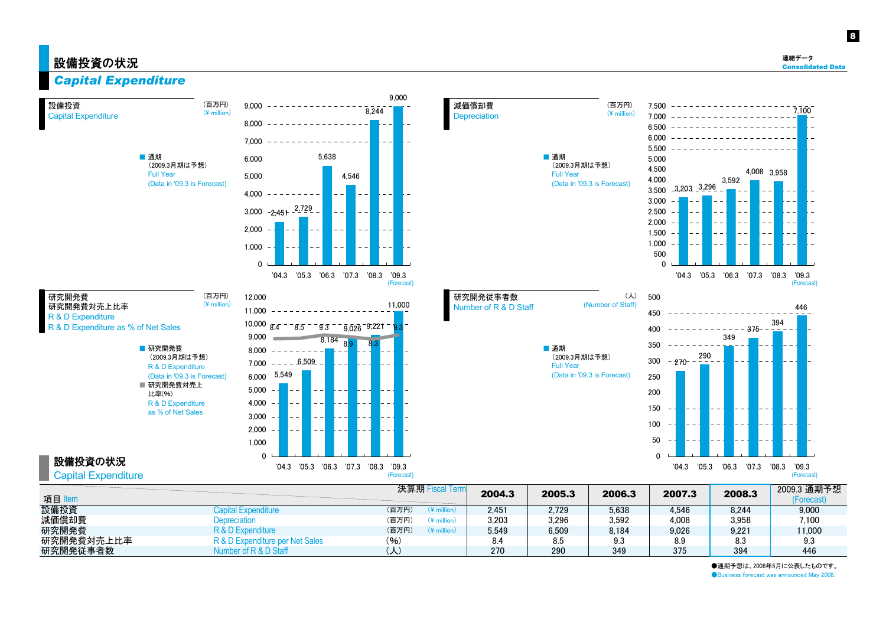# 設備投資の状況

## *Capital Expenditure*

### 設備投資 Capital Expenditure

(百万円) (¥ million)

■ 通期 (2009.3月期は予想) Full Year (Data in '09.3 is Forecast)

| | '04.3 | '05.3 | '06.3 | '07.3 | '08.3 | '09.3 (Forecast) |
|---|---|---|---|---|---|---|
| 設備投資 | 2,451 | 2,729 | 5,638 | 4,546 | 8,244 | 9,000 |

### 減価償却費 Depreciation

(百万円) (¥ million)

■ 通期 (2009.3月期は予想) Full Year (Data in '09.3 is Forecast)

| | '04.3 | '05.3 | '06.3 | '07.3 | '08.3 | '09.3 (Forecast) |
|---|---|---|---|---|---|---|
| 減価償却費 | 3,203 | 3,296 | 3,592 | 4,008 | 3,958 | 7,100 |

### 研究開発費 研究開発費対売上比率 R & D Expenditure R & D Expenditure as % of Net Sales

(百万円) (¥ million)

■ 研究開発費 (2009.3月期は予想) R & D Expenditure (Data in '09.3 is Forecast)
■ 研究開発費対売上比率(%) R & D Expenditure as % of Net Sales

| | '04.3 | '05.3 | '06.3 | '07.3 | '08.3 | '09.3 (Forecast) |
|---|---|---|---|---|---|---|
| 研究開発費 | 5,549 | 6,509 | 8,184 | 9,026 | 9,221 | 11,000 |
| 研究開発費対売上比率 | 8.4 | 8.5 | 9.3 | 8.9 | 8.3 | 9.3 |

### 研究開発従事者数 Number of R & D Staff

(人) (Number of Staff)

■ 通期 (2009.3月期は予想) Full Year (Data in '09.3 is Forecast)

| | '04.3 | '05.3 | '06.3 | '07.3 | '08.3 | '09.3 (Forecast) |
|---|---|---|---|---|---|---|
| 研究開発従事者数 | 270 | 290 | 349 | 375 | 394 | 446 |

## 設備投資の状況 Capital Expenditure

| 項目 Item | | | 決算期 Fiscal Term 2004.3 | 2005.3 | 2006.3 | 2007.3 | 2008.3 | 2009.3 通期予想 (Forecast) |
|---|---|---|---|---|---|---|---|---|
| 設備投資 | Capital Expenditure | (百万円) (¥ million) | 2,451 | 2,729 | 5,638 | 4,546 | 8,244 | 9,000 |
| 減価償却費 | Depreciation | (百万円) (¥ million) | 3,203 | 3,296 | 3,592 | 4,008 | 3,958 | 7,100 |
| 研究開発費 | R & D Expenditure | (百万円) (¥ million) | 5,549 | 6,509 | 8,184 | 9,026 | 9,221 | 11,000 |
| 研究開発費対売上比率 | R & D Expenditure per Net Sales | (%) | 8.4 | 8.5 | 9.3 | 8.9 | 8.3 | 9.3 |
| 研究開発従事者数 | Number of R & D Staff | (人) | 270 | 290 | 349 | 375 | 394 | 446 |

●通期予想は、2008年5月に公表したものです。
●Business forecast was announced May 2008.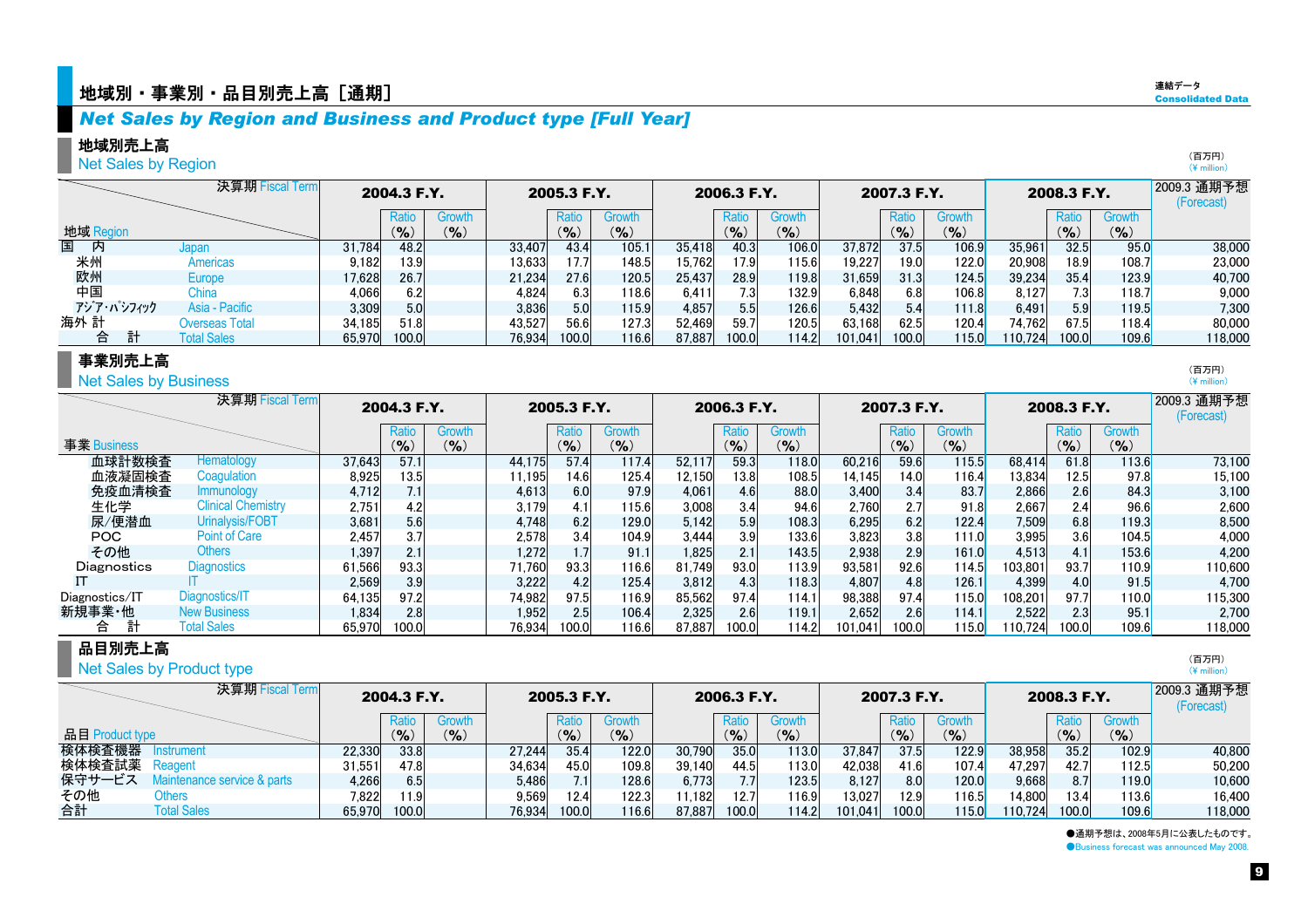連結データ
Consolidated Data

# 地域別・事業別・品目別売上高［通期］
## *Net Sales by Region and Business and Product type [Full Year]*

### 地域別売上高
### Net Sales by Region

（百万円）
(¥ million)

| 地域 Region | | 2004.3 F.Y. | Ratio (%) | Growth (%) | 2005.3 F.Y. | Ratio (%) | Growth (%) | 2006.3 F.Y. | Ratio (%) | Growth (%) | 2007.3 F.Y. | Ratio (%) | Growth (%) | 2008.3 F.Y. | Ratio (%) | Growth (%) | 2009.3 通期予想 (Forecast) |
|---|---|---|---|---|---|---|---|---|---|---|---|---|---|---|---|---|---|
| 国　内 | Japan | 31,784 | 48.2 | | 33,407 | 43.4 | 105.1 | 35,418 | 40.3 | 106.0 | 37,872 | 37.5 | 106.9 | 35,961 | 32.5 | 95.0 | 38,000 |
| 米州 | Americas | 9,182 | 13.9 | | 13,633 | 17.7 | 148.5 | 15,762 | 17.9 | 115.6 | 19,227 | 19.0 | 122.0 | 20,908 | 18.9 | 108.7 | 23,000 |
| 欧州 | Europe | 17,628 | 26.7 | | 21,234 | 27.6 | 120.5 | 25,437 | 28.9 | 119.8 | 31,659 | 31.3 | 124.5 | 39,234 | 35.4 | 123.9 | 40,700 |
| 中国 | China | 4,066 | 6.2 | | 4,824 | 6.3 | 118.6 | 6,411 | 7.3 | 132.9 | 6,848 | 6.8 | 106.8 | 8,127 | 7.3 | 118.7 | 9,000 |
| ｱｼﾞｱ・ﾊﾟｼﾌｨｯｸ | Asia - Pacific | 3,309 | 5.0 | | 3,836 | 5.0 | 115.9 | 4,857 | 5.5 | 126.6 | 5,432 | 5.4 | 111.8 | 6,491 | 5.9 | 119.5 | 7,300 |
| 海外 計 | Overseas Total | 34,185 | 51.8 | | 43,527 | 56.6 | 127.3 | 52,469 | 59.7 | 120.5 | 63,168 | 62.5 | 120.4 | 74,762 | 67.5 | 118.4 | 80,000 |
| 合　計 | Total Sales | 65,970 | 100.0 | | 76,934 | 100.0 | 116.6 | 87,887 | 100.0 | 114.2 | 101,041 | 100.0 | 115.0 | 110,724 | 100.0 | 109.6 | 118,000 |

### 事業別売上高
### Net Sales by Business

（百万円）
(¥ million)

| 事業 Business | | 2004.3 F.Y. | Ratio (%) | Growth (%) | 2005.3 F.Y. | Ratio (%) | Growth (%) | 2006.3 F.Y. | Ratio (%) | Growth (%) | 2007.3 F.Y. | Ratio (%) | Growth (%) | 2008.3 F.Y. | Ratio (%) | Growth (%) | 2009.3 通期予想 (Forecast) |
|---|---|---|---|---|---|---|---|---|---|---|---|---|---|---|---|---|---|
| 血球計数検査 | Hematology | 37,643 | 57.1 | | 44,175 | 57.4 | 117.4 | 52,117 | 59.3 | 118.0 | 60,216 | 59.6 | 115.5 | 68,414 | 61.8 | 113.6 | 73,100 |
| 血液凝固検査 | Coagulation | 8,925 | 13.5 | | 11,195 | 14.6 | 125.4 | 12,150 | 13.8 | 108.5 | 14,145 | 14.0 | 116.4 | 13,834 | 12.5 | 97.8 | 15,100 |
| 免疫血清検査 | Immunology | 4,712 | 7.1 | | 4,613 | 6.0 | 97.9 | 4,061 | 4.6 | 88.0 | 3,400 | 3.4 | 83.7 | 2,866 | 2.6 | 84.3 | 3,100 |
| 生化学 | Clinical Chemistry | 2,751 | 4.2 | | 3,179 | 4.1 | 115.6 | 3,008 | 3.4 | 94.6 | 2,760 | 2.7 | 91.8 | 2,667 | 2.4 | 96.6 | 2,600 |
| 尿/便潜血 | Urinalysis/FOBT | 3,681 | 5.6 | | 4,748 | 6.2 | 129.0 | 5,142 | 5.9 | 108.3 | 6,295 | 6.2 | 122.4 | 7,509 | 6.8 | 119.3 | 8,500 |
| POC | Point of Care | 2,457 | 3.7 | | 2,578 | 3.4 | 104.9 | 3,444 | 3.9 | 133.6 | 3,823 | 3.8 | 111.0 | 3,995 | 3.6 | 104.5 | 4,000 |
| その他 | Others | 1,397 | 2.1 | | 1,272 | 1.7 | 91.1 | 1,825 | 2.1 | 143.5 | 2,938 | 2.9 | 161.0 | 4,513 | 4.1 | 153.6 | 4,200 |
| Diagnostics | Diagnostics | 61,566 | 93.3 | | 71,760 | 93.3 | 116.6 | 81,749 | 93.0 | 113.9 | 93,581 | 92.6 | 114.5 | 103,801 | 93.7 | 110.9 | 110,600 |
| IT | IT | 2,569 | 3.9 | | 3,222 | 4.2 | 125.4 | 3,812 | 4.3 | 118.3 | 4,807 | 4.8 | 126.1 | 4,399 | 4.0 | 91.5 | 4,700 |
| Diagnostics/IT | Diagnostics/IT | 64,135 | 97.2 | | 74,982 | 97.5 | 116.9 | 85,562 | 97.4 | 114.1 | 98,388 | 97.4 | 115.0 | 108,201 | 97.7 | 110.0 | 115,300 |
| 新規事業・他 | New Business | 1,834 | 2.8 | | 1,952 | 2.5 | 106.4 | 2,325 | 2.6 | 119.1 | 2,652 | 2.6 | 114.1 | 2,522 | 2.3 | 95.1 | 2,700 |
| 合　計 | Total Sales | 65,970 | 100.0 | | 76,934 | 100.0 | 116.6 | 87,887 | 100.0 | 114.2 | 101,041 | 100.0 | 115.0 | 110,724 | 100.0 | 109.6 | 118,000 |

### 品目別売上高
### Net Sales by Product type

（百万円）
(¥ million)

| 品目 Product type | | 2004.3 F.Y. | Ratio (%) | Growth (%) | 2005.3 F.Y. | Ratio (%) | Growth (%) | 2006.3 F.Y. | Ratio (%) | Growth (%) | 2007.3 F.Y. | Ratio (%) | Growth (%) | 2008.3 F.Y. | Ratio (%) | Growth (%) | 2009.3 通期予想 (Forecast) |
|---|---|---|---|---|---|---|---|---|---|---|---|---|---|---|---|---|---|
| 検体検査機器 | Instrument | 22,330 | 33.8 | | 27,244 | 35.4 | 122.0 | 30,790 | 35.0 | 113.0 | 37,847 | 37.5 | 122.9 | 38,958 | 35.2 | 102.9 | 40,800 |
| 検体検査試薬 | Reagent | 31,551 | 47.8 | | 34,634 | 45.0 | 109.8 | 39,140 | 44.5 | 113.0 | 42,038 | 41.6 | 107.4 | 47,297 | 42.7 | 112.5 | 50,200 |
| 保守サービス | Maintenance service & parts | 4,266 | 6.5 | | 5,486 | 7.1 | 128.6 | 6,773 | 7.7 | 123.5 | 8,127 | 8.0 | 120.0 | 9,668 | 8.7 | 119.0 | 10,600 |
| その他 | Others | 7,822 | 11.9 | | 9,569 | 12.4 | 122.3 | 11,182 | 12.7 | 116.9 | 13,027 | 12.9 | 116.5 | 14,800 | 13.4 | 113.6 | 16,400 |
| 合計 | Total Sales | 65,970 | 100.0 | | 76,934 | 100.0 | 116.6 | 87,887 | 100.0 | 114.2 | 101,041 | 100.0 | 115.0 | 110,724 | 100.0 | 109.6 | 118,000 |

●通期予想は、2008年5月に公表したものです。
●Business forecast was announced May 2008.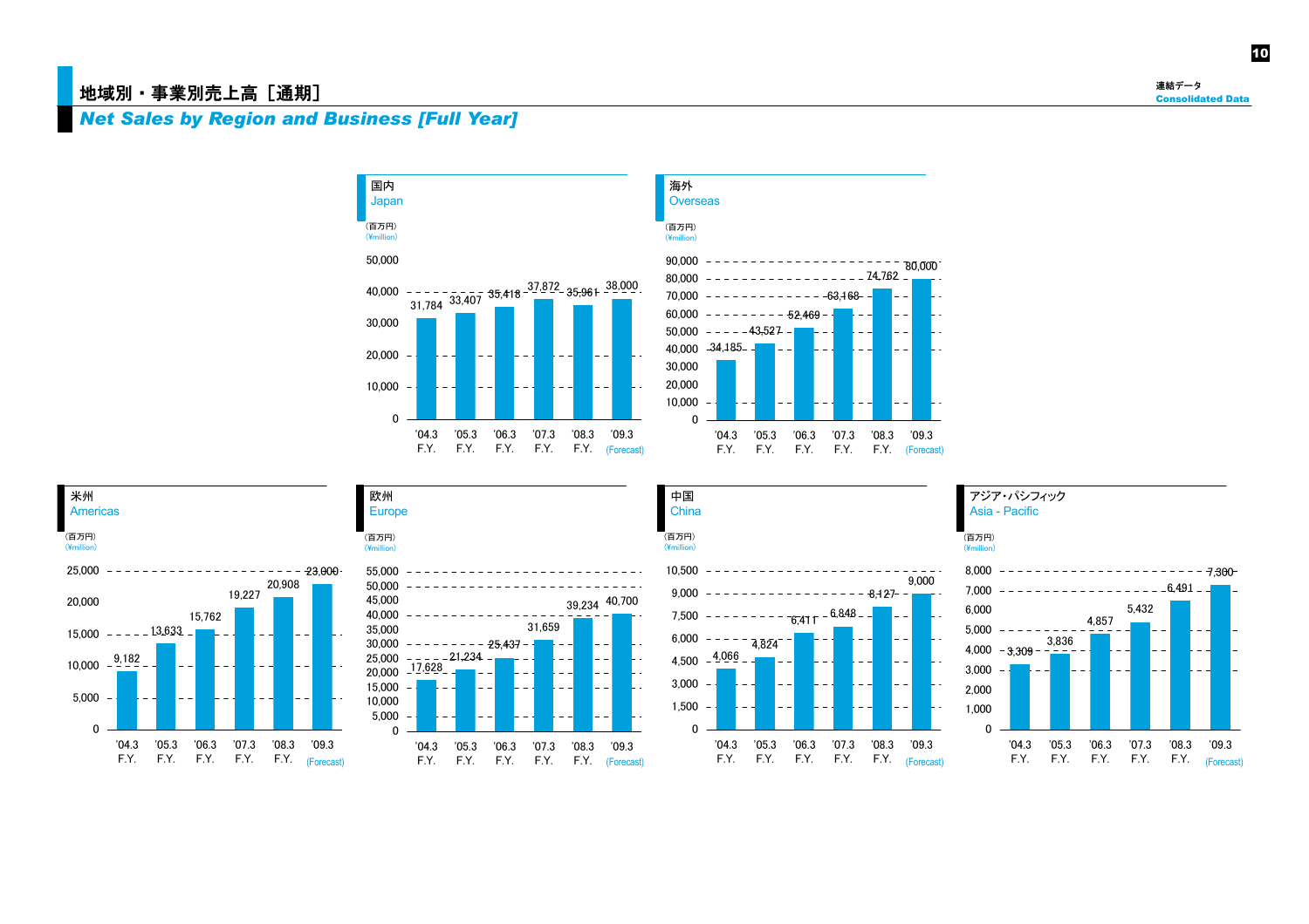# 地域別・事業別売上高［通期］

## *Net Sales by Region and Business [Full Year]*

### 国内 Japan

（百万円）(¥million)

| | '04.3 F.Y. | '05.3 F.Y. | '06.3 F.Y. | '07.3 F.Y. | '08.3 F.Y. | '09.3 (Forecast) |
|---|---|---|---|---|---|---|
| 国内 Japan | 31,784 | 33,407 | 35,418 | 37,872 | 35,961 | 38,000 |

### 海外 Overseas

（百万円）(¥million)

| | '04.3 F.Y. | '05.3 F.Y. | '06.3 F.Y. | '07.3 F.Y. | '08.3 F.Y. | '09.3 (Forecast) |
|---|---|---|---|---|---|---|
| 海外 Overseas | 34,185 | 43,527 | 52,469 | 63,168 | 74,762 | 80,000 |

### 米州 Americas

（百万円）(¥million)

| | '04.3 F.Y. | '05.3 F.Y. | '06.3 F.Y. | '07.3 F.Y. | '08.3 F.Y. | '09.3 (Forecast) |
|---|---|---|---|---|---|---|
| 米州 Americas | 9,182 | 13,633 | 15,762 | 19,227 | 20,908 | 23,000 |

### 欧州 Europe

（百万円）(¥million)

| | '04.3 F.Y. | '05.3 F.Y. | '06.3 F.Y. | '07.3 F.Y. | '08.3 F.Y. | '09.3 (Forecast) |
|---|---|---|---|---|---|---|
| 欧州 Europe | 17,628 | 21,234 | 25,437 | 31,659 | 39,234 | 40,700 |

### 中国 China

（百万円）(¥million)

| | '04.3 F.Y. | '05.3 F.Y. | '06.3 F.Y. | '07.3 F.Y. | '08.3 F.Y. | '09.3 (Forecast) |
|---|---|---|---|---|---|---|
| 中国 China | 4,066 | 4,824 | 6,411 | 6,848 | 8,127 | 9,000 |

### アジア・パシフィック Asia - Pacific

（百万円）(¥million)

| | '04.3 F.Y. | '05.3 F.Y. | '06.3 F.Y. | '07.3 F.Y. | '08.3 F.Y. | '09.3 (Forecast) |
|---|---|---|---|---|---|---|
| アジア・パシフィック Asia - Pacific | 3,309 | 3,836 | 4,857 | 5,432 | 6,491 | 7,300 |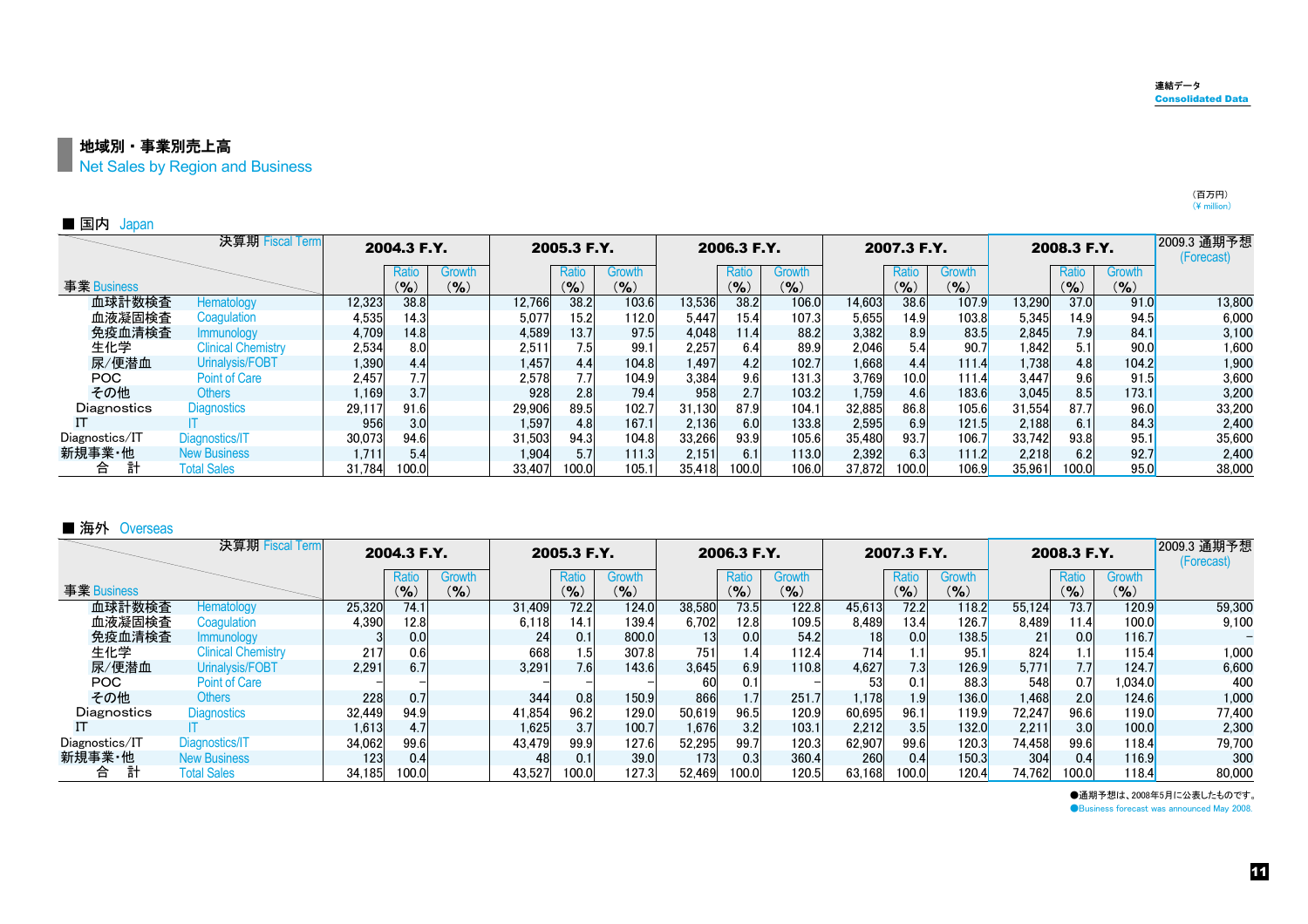連結データ
Consolidated Data

## 地域別・事業別売上高
Net Sales by Region and Business

（百万円）
(¥ million)

### ■ 国内 Japan

| 事業 Business | | 2004.3 F.Y. | Ratio (%) | Growth (%) | 2005.3 F.Y. | Ratio (%) | Growth (%) | 2006.3 F.Y. | Ratio (%) | Growth (%) | 2007.3 F.Y. | Ratio (%) | Growth (%) | 2008.3 F.Y. | Ratio (%) | Growth (%) | 2009.3 通期予想 (Forecast) |
|---|---|---|---|---|---|---|---|---|---|---|---|---|---|---|---|---|---|
| 血球計数検査 | Hematology | 12,323 | 38.8 | | 12,766 | 38.2 | 103.6 | 13,536 | 38.2 | 106.0 | 14,603 | 38.6 | 107.9 | 13,290 | 37.0 | 91.0 | 13,800 |
| 血液凝固検査 | Coagulation | 4,535 | 14.3 | | 5,077 | 15.2 | 112.0 | 5,447 | 15.4 | 107.3 | 5,655 | 14.9 | 103.8 | 5,345 | 14.9 | 94.5 | 6,000 |
| 免疫血清検査 | Immunology | 4,709 | 14.8 | | 4,589 | 13.7 | 97.5 | 4,048 | 11.4 | 88.2 | 3,382 | 8.9 | 83.5 | 2,845 | 7.9 | 84.1 | 3,100 |
| 生化学 | Clinical Chemistry | 2,534 | 8.0 | | 2,511 | 7.5 | 99.1 | 2,257 | 6.4 | 89.9 | 2,046 | 5.4 | 90.7 | 1,842 | 5.1 | 90.0 | 1,600 |
| 尿/便潜血 | Urinalysis/FOBT | 1,390 | 4.4 | | 1,457 | 4.4 | 104.8 | 1,497 | 4.2 | 102.7 | 1,668 | 4.4 | 111.4 | 1,738 | 4.8 | 104.2 | 1,900 |
| POC | Point of Care | 2,457 | 7.7 | | 2,578 | 7.7 | 104.9 | 3,384 | 9.6 | 131.3 | 3,769 | 10.0 | 111.4 | 3,447 | 9.6 | 91.5 | 3,600 |
| その他 | Others | 1,169 | 3.7 | | 928 | 2.8 | 79.4 | 958 | 2.7 | 103.2 | 1,759 | 4.6 | 183.6 | 3,045 | 8.5 | 173.1 | 3,200 |
| Diagnostics | Diagnostics | 29,117 | 91.6 | | 29,906 | 89.5 | 102.7 | 31,130 | 87.9 | 104.1 | 32,885 | 86.8 | 105.6 | 31,554 | 87.7 | 96.0 | 33,200 |
| IT | IT | 956 | 3.0 | | 1,597 | 4.8 | 167.1 | 2,136 | 6.0 | 133.8 | 2,595 | 6.9 | 121.5 | 2,188 | 6.1 | 84.3 | 2,400 |
| Diagnostics/IT | Diagnostics/IT | 30,073 | 94.6 | | 31,503 | 94.3 | 104.8 | 33,266 | 93.9 | 105.6 | 35,480 | 93.7 | 106.7 | 33,742 | 93.8 | 95.1 | 35,600 |
| 新規事業・他 | New Business | 1,711 | 5.4 | | 1,904 | 5.7 | 111.3 | 2,151 | 6.1 | 113.0 | 2,392 | 6.3 | 111.2 | 2,218 | 6.2 | 92.7 | 2,400 |
| 合　計 | Total Sales | 31,784 | 100.0 | | 33,407 | 100.0 | 105.1 | 35,418 | 100.0 | 106.0 | 37,872 | 100.0 | 106.9 | 35,961 | 100.0 | 95.0 | 38,000 |

### ■ 海外 Overseas

| 事業 Business | | 2004.3 F.Y. | Ratio (%) | Growth (%) | 2005.3 F.Y. | Ratio (%) | Growth (%) | 2006.3 F.Y. | Ratio (%) | Growth (%) | 2007.3 F.Y. | Ratio (%) | Growth (%) | 2008.3 F.Y. | Ratio (%) | Growth (%) | 2009.3 通期予想 (Forecast) |
|---|---|---|---|---|---|---|---|---|---|---|---|---|---|---|---|---|---|
| 血球計数検査 | Hematology | 25,320 | 74.1 | | 31,409 | 72.2 | 124.0 | 38,580 | 73.5 | 122.8 | 45,613 | 72.2 | 118.2 | 55,124 | 73.7 | 120.9 | 59,300 |
| 血液凝固検査 | Coagulation | 4,390 | 12.8 | | 6,118 | 14.1 | 139.4 | 6,702 | 12.8 | 109.5 | 8,489 | 13.4 | 126.7 | 8,489 | 11.4 | 100.0 | 9,100 |
| 免疫血清検査 | Immunology | 3 | 0.0 | | 24 | 0.1 | 800.0 | 13 | 0.0 | 54.2 | 18 | 0.0 | 138.5 | 21 | 0.0 | 116.7 | – |
| 生化学 | Clinical Chemistry | 217 | 0.6 | | 668 | 1.5 | 307.8 | 751 | 1.4 | 112.4 | 714 | 1.1 | 95.1 | 824 | 1.1 | 115.4 | 1,000 |
| 尿/便潜血 | Urinalysis/FOBT | 2,291 | 6.7 | | 3,291 | 7.6 | 143.6 | 3,645 | 6.9 | 110.8 | 4,627 | 7.3 | 126.9 | 5,771 | 7.7 | 124.7 | 6,600 |
| POC | Point of Care | – | – | | – | – | – | 60 | 0.1 | – | 53 | 0.1 | 88.3 | 548 | 0.7 | 1,034.0 | 400 |
| その他 | Others | 228 | 0.7 | | 344 | 0.8 | 150.9 | 866 | 1.7 | 251.7 | 1,178 | 1.9 | 136.0 | 1,468 | 2.0 | 124.6 | 1,000 |
| Diagnostics | Diagnostics | 32,449 | 94.9 | | 41,854 | 96.2 | 129.0 | 50,619 | 96.5 | 120.9 | 60,695 | 96.1 | 119.9 | 72,247 | 96.6 | 119.0 | 77,400 |
| IT | IT | 1,613 | 4.7 | | 1,625 | 3.7 | 100.7 | 1,676 | 3.2 | 103.1 | 2,212 | 3.5 | 132.0 | 2,211 | 3.0 | 100.0 | 2,300 |
| Diagnostics/IT | Diagnostics/IT | 34,062 | 99.6 | | 43,479 | 99.9 | 127.6 | 52,295 | 99.7 | 120.3 | 62,907 | 99.6 | 120.3 | 74,458 | 99.6 | 118.4 | 79,700 |
| 新規事業・他 | New Business | 123 | 0.4 | | 48 | 0.1 | 39.0 | 173 | 0.3 | 360.4 | 260 | 0.4 | 150.3 | 304 | 0.4 | 116.9 | 300 |
| 合　計 | Total Sales | 34,185 | 100.0 | | 43,527 | 100.0 | 127.3 | 52,469 | 100.0 | 120.5 | 63,168 | 100.0 | 120.4 | 74,762 | 100.0 | 118.4 | 80,000 |

●通期予想は、2008年5月に公表したものです。
●Business forecast was announced May 2008.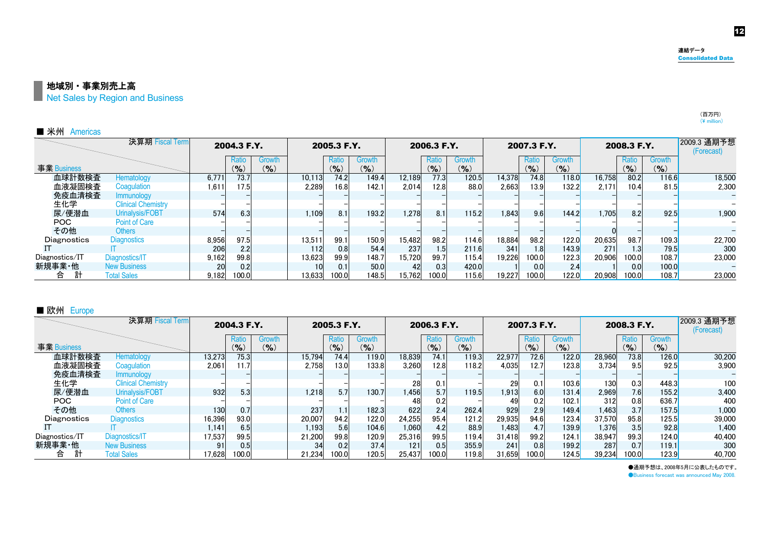連結データ
Consolidated Data

## 地域別・事業別売上高
Net Sales by Region and Business

（百万円）
(¥ million)

### ■ 米州 Americas

| 事業 Business | 決算期 Fiscal Term | 2004.3 F.Y. | Ratio (%) | Growth (%) | 2005.3 F.Y. | Ratio (%) | Growth (%) | 2006.3 F.Y. | Ratio (%) | Growth (%) | 2007.3 F.Y. | Ratio (%) | Growth (%) | 2008.3 F.Y. | Ratio (%) | Growth (%) | 2009.3 通期予想 (Forecast) |
|---|---|---|---|---|---|---|---|---|---|---|---|---|---|---|---|---|---|
| 血球計数検査 | Hematology | 6,771 | 73.7 | | 10,113 | 74.2 | 149.4 | 12,189 | 77.3 | 120.5 | 14,378 | 74.8 | 118.0 | 16,758 | 80.2 | 116.6 | 18,500 |
| 血液凝固検査 | Coagulation | 1,611 | 17.5 | | 2,289 | 16.8 | 142.1 | 2,014 | 12.8 | 88.0 | 2,663 | 13.9 | 132.2 | 2,171 | 10.4 | 81.5 | 2,300 |
| 免疫血清検査 | Immunology | – | – | | – | – | – | – | – | – | – | – | – | – | – | – | – |
| 生化学 | Clinical Chemistry | – | – | | – | – | – | – | – | – | – | – | – | – | – | – | – |
| 尿/便潜血 | Urinalysis/FOBT | 574 | 6.3 | | 1,109 | 8.1 | 193.2 | 1,278 | 8.1 | 115.2 | 1,843 | 9.6 | 144.2 | 1,705 | 8.2 | 92.5 | 1,900 |
| POC | Point of Care | – | – | | – | – | – | – | – | – | – | – | – | – | – | – | – |
| その他 | Others | – | – | | – | – | – | – | – | – | – | – | – | 0 | – | – | – |
| Diagnostics | Diagnostics | 8,956 | 97.5 | | 13,511 | 99.1 | 150.9 | 15,482 | 98.2 | 114.6 | 18,884 | 98.2 | 122.0 | 20,635 | 98.7 | 109.3 | 22,700 |
| IT | IT | 206 | 2.2 | | 112 | 0.8 | 54.4 | 237 | 1.5 | 211.6 | 341 | 1.8 | 143.9 | 271 | 1.3 | 79.5 | 300 |
| Diagnostics/IT | Diagnostics/IT | 9,162 | 99.8 | | 13,623 | 99.9 | 148.7 | 15,720 | 99.7 | 115.4 | 19,226 | 100.0 | 122.3 | 20,906 | 100.0 | 108.7 | 23,000 |
| 新規事業･他 | New Business | 20 | 0.2 | | 10 | 0.1 | 50.0 | 42 | 0.3 | 420.0 | 1 | 0.0 | 2.4 | 1 | 0.0 | 100.0 | – |
| 合　計 | Total Sales | 9,182 | 100.0 | | 13,633 | 100.0 | 148.5 | 15,762 | 100.0 | 115.6 | 19,227 | 100.0 | 122.0 | 20,908 | 100.0 | 108.7 | 23,000 |

### ■ 欧州 Europe

| 事業 Business | 決算期 Fiscal Term | 2004.3 F.Y. | Ratio (%) | Growth (%) | 2005.3 F.Y. | Ratio (%) | Growth (%) | 2006.3 F.Y. | Ratio (%) | Growth (%) | 2007.3 F.Y. | Ratio (%) | Growth (%) | 2008.3 F.Y. | Ratio (%) | Growth (%) | 2009.3 通期予想 (Forecast) |
|---|---|---|---|---|---|---|---|---|---|---|---|---|---|---|---|---|---|
| 血球計数検査 | Hematology | 13,273 | 75.3 | | 15,794 | 74.4 | 119.0 | 18,839 | 74.1 | 119.3 | 22,977 | 72.6 | 122.0 | 28,960 | 73.8 | 126.0 | 30,200 |
| 血液凝固検査 | Coagulation | 2,061 | 11.7 | | 2,758 | 13.0 | 133.8 | 3,260 | 12.8 | 118.2 | 4,035 | 12.7 | 123.8 | 3,734 | 9.5 | 92.5 | 3,900 |
| 免疫血清検査 | Immunology | – | – | | – | – | – | – | – | – | – | – | – | – | – | – | – |
| 生化学 | Clinical Chemistry | – | – | | – | – | – | 28 | 0.1 | – | 29 | 0.1 | 103.6 | 130 | 0.3 | 448.3 | 100 |
| 尿/便潜血 | Urinalysis/FOBT | 932 | 5.3 | | 1,218 | 5.7 | 130.7 | 1,456 | 5.7 | 119.5 | 1,913 | 6.0 | 131.4 | 2,969 | 7.6 | 155.2 | 3,400 |
| POC | Point of Care | – | – | | – | – | – | 48 | 0.2 | – | 49 | 0.2 | 102.1 | 312 | 0.8 | 636.7 | 400 |
| その他 | Others | 130 | 0.7 | | 237 | 1.1 | 182.3 | 622 | 2.4 | 262.4 | 929 | 2.9 | 149.4 | 1,463 | 3.7 | 157.5 | 1,000 |
| Diagnostics | Diagnostics | 16,396 | 93.0 | | 20,007 | 94.2 | 122.0 | 24,255 | 95.4 | 121.2 | 29,935 | 94.6 | 123.4 | 37,570 | 95.8 | 125.5 | 39,000 |
| IT | IT | 1,141 | 6.5 | | 1,193 | 5.6 | 104.6 | 1,060 | 4.2 | 88.9 | 1,483 | 4.7 | 139.9 | 1,376 | 3.5 | 92.8 | 1,400 |
| Diagnostics/IT | Diagnostics/IT | 17,537 | 99.5 | | 21,200 | 99.8 | 120.9 | 25,316 | 99.5 | 119.4 | 31,418 | 99.2 | 124.1 | 38,947 | 99.3 | 124.0 | 40,400 |
| 新規事業･他 | New Business | 91 | 0.5 | | 34 | 0.2 | 37.4 | 121 | 0.5 | 355.9 | 241 | 0.8 | 199.2 | 287 | 0.7 | 119.1 | 300 |
| 合　計 | Total Sales | 17,628 | 100.0 | | 21,234 | 100.0 | 120.5 | 25,437 | 100.0 | 119.8 | 31,659 | 100.0 | 124.5 | 39,234 | 100.0 | 123.9 | 40,700 |

●通期予想は、2008年5月に公表したものです。
●Business forecast was announced May 2008.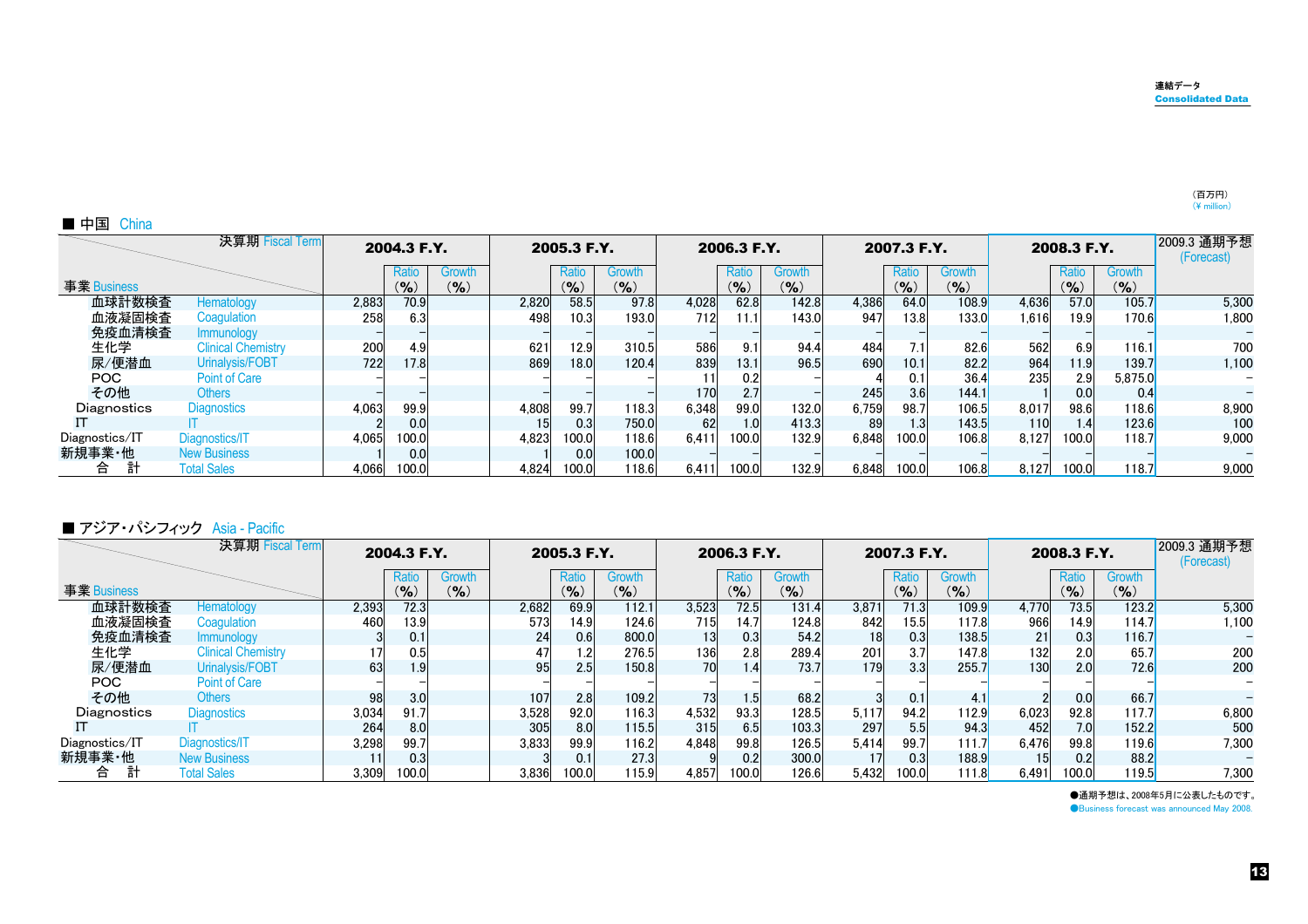連結データ
Consolidated Data

（百万円）
(¥ million)

## ■ 中国 China

| 事業 Business | | 2004.3 F.Y. | Ratio (%) | Growth (%) | 2005.3 F.Y. | Ratio (%) | Growth (%) | 2006.3 F.Y. | Ratio (%) | Growth (%) | 2007.3 F.Y. | Ratio (%) | Growth (%) | 2008.3 F.Y. | Ratio (%) | Growth (%) | 2009.3 通期予想 (Forecast) |
|---|---|---|---|---|---|---|---|---|---|---|---|---|---|---|---|---|---|
| 血球計数検査 | Hematology | 2,883 | 70.9 | | 2,820 | 58.5 | 97.8 | 4,028 | 62.8 | 142.8 | 4,386 | 64.0 | 108.9 | 4,636 | 57.0 | 105.7 | 5,300 |
| 血液凝固検査 | Coagulation | 258 | 6.3 | | 498 | 10.3 | 193.0 | 712 | 11.1 | 143.0 | 947 | 13.8 | 133.0 | 1,616 | 19.9 | 170.6 | 1,800 |
| 免疫血清検査 | Immunology | – | – | | – | – | – | – | – | – | – | – | – | – | – | – | – |
| 生化学 | Clinical Chemistry | 200 | 4.9 | | 621 | 12.9 | 310.5 | 586 | 9.1 | 94.4 | 484 | 7.1 | 82.6 | 562 | 6.9 | 116.1 | 700 |
| 尿/便潜血 | Urinalysis/FOBT | 722 | 17.8 | | 869 | 18.0 | 120.4 | 839 | 13.1 | 96.5 | 690 | 10.1 | 82.2 | 964 | 11.9 | 139.7 | 1,100 |
| POC | Point of Care | – | – | | – | – | – | 11 | 0.2 | – | 4 | 0.1 | 36.4 | 235 | 2.9 | 5,875.0 | – |
| その他 | Others | – | – | | – | – | – | 170 | 2.7 | – | 245 | 3.6 | 144.1 | 1 | 0.0 | 0.4 | – |
| Diagnostics | Diagnostics | 4,063 | 99.9 | | 4,808 | 99.7 | 118.3 | 6,348 | 99.0 | 132.0 | 6,759 | 98.7 | 106.5 | 8,017 | 98.6 | 118.6 | 8,900 |
| IT | IT | 2 | 0.0 | | 15 | 0.3 | 750.0 | 62 | 1.0 | 413.3 | 89 | 1.3 | 143.5 | 110 | 1.4 | 123.6 | 100 |
| Diagnostics/IT | Diagnostics/IT | 4,065 | 100.0 | | 4,823 | 100.0 | 118.6 | 6,411 | 100.0 | 132.9 | 6,848 | 100.0 | 106.8 | 8,127 | 100.0 | 118.7 | 9,000 |
| 新規事業・他 | New Business | 1 | 0.0 | | 1 | 0.0 | 100.0 | – | – | – | – | – | – | – | – | – | – |
| 合　計 | Total Sales | 4,066 | 100.0 | | 4,824 | 100.0 | 118.6 | 6,411 | 100.0 | 132.9 | 6,848 | 100.0 | 106.8 | 8,127 | 100.0 | 118.7 | 9,000 |

## ■ アジア・パシフィック Asia - Pacific

| 事業 Business | | 2004.3 F.Y. | Ratio (%) | Growth (%) | 2005.3 F.Y. | Ratio (%) | Growth (%) | 2006.3 F.Y. | Ratio (%) | Growth (%) | 2007.3 F.Y. | Ratio (%) | Growth (%) | 2008.3 F.Y. | Ratio (%) | Growth (%) | 2009.3 通期予想 (Forecast) |
|---|---|---|---|---|---|---|---|---|---|---|---|---|---|---|---|---|---|
| 血球計数検査 | Hematology | 2,393 | 72.3 | | 2,682 | 69.9 | 112.1 | 3,523 | 72.5 | 131.4 | 3,871 | 71.3 | 109.9 | 4,770 | 73.5 | 123.2 | 5,300 |
| 血液凝固検査 | Coagulation | 460 | 13.9 | | 573 | 14.9 | 124.6 | 715 | 14.7 | 124.8 | 842 | 15.5 | 117.8 | 966 | 14.9 | 114.7 | 1,100 |
| 免疫血清検査 | Immunology | 3 | 0.1 | | 24 | 0.6 | 800.0 | 13 | 0.3 | 54.2 | 18 | 0.3 | 138.5 | 21 | 0.3 | 116.7 | – |
| 生化学 | Clinical Chemistry | 17 | 0.5 | | 47 | 1.2 | 276.5 | 136 | 2.8 | 289.4 | 201 | 3.7 | 147.8 | 132 | 2.0 | 65.7 | 200 |
| 尿/便潜血 | Urinalysis/FOBT | 63 | 1.9 | | 95 | 2.5 | 150.8 | 70 | 1.4 | 73.7 | 179 | 3.3 | 255.7 | 130 | 2.0 | 72.6 | 200 |
| POC | Point of Care | – | – | | – | – | – | – | – | – | – | – | – | – | – | – | – |
| その他 | Others | 98 | 3.0 | | 107 | 2.8 | 109.2 | 73 | 1.5 | 68.2 | 3 | 0.1 | 4.1 | 2 | 0.0 | 66.7 | – |
| Diagnostics | Diagnostics | 3,034 | 91.7 | | 3,528 | 92.0 | 116.3 | 4,532 | 93.3 | 128.5 | 5,117 | 94.2 | 112.9 | 6,023 | 92.8 | 117.7 | 6,800 |
| IT | IT | 264 | 8.0 | | 305 | 8.0 | 115.5 | 315 | 6.5 | 103.3 | 297 | 5.5 | 94.3 | 452 | 7.0 | 152.2 | 500 |
| Diagnostics/IT | Diagnostics/IT | 3,298 | 99.7 | | 3,833 | 99.9 | 116.2 | 4,848 | 99.8 | 126.5 | 5,414 | 99.7 | 111.7 | 6,476 | 99.8 | 119.6 | 7,300 |
| 新規事業・他 | New Business | 11 | 0.3 | | 3 | 0.1 | 27.3 | 9 | 0.2 | 300.0 | 17 | 0.3 | 188.9 | 15 | 0.2 | 88.2 | – |
| 合　計 | Total Sales | 3,309 | 100.0 | | 3,836 | 100.0 | 115.9 | 4,857 | 100.0 | 126.6 | 5,432 | 100.0 | 111.8 | 6,491 | 100.0 | 119.5 | 7,300 |

●通期予想は、2008年5月に公表したものです。
●Business forecast was announced May 2008.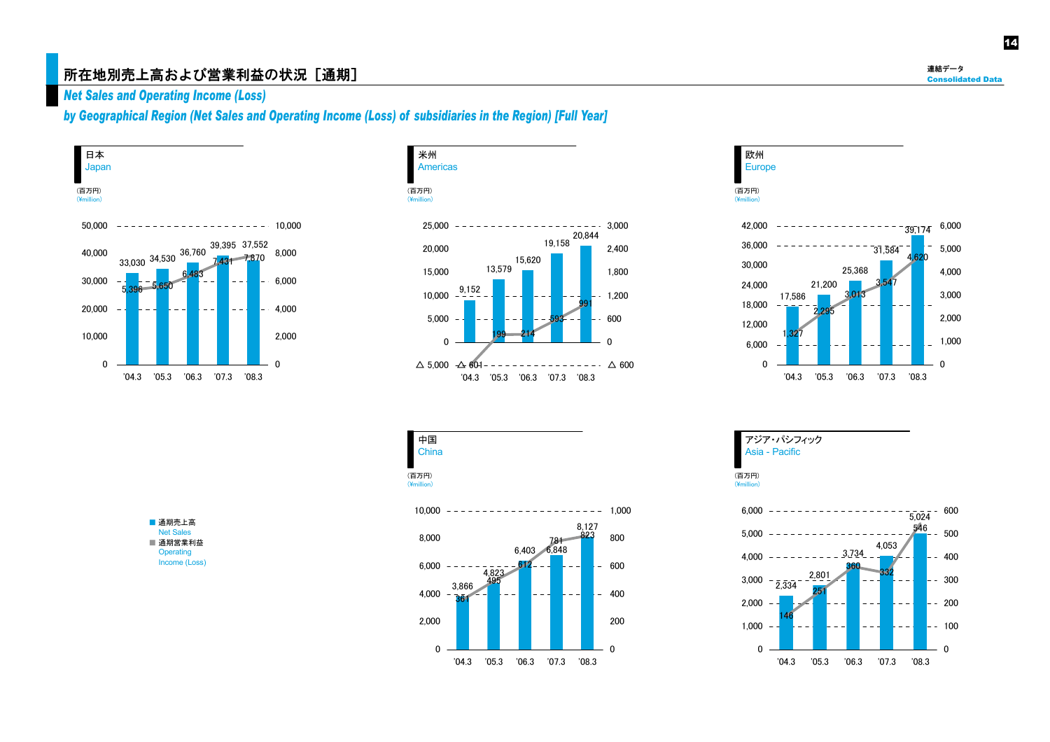# 所在地別売上高および営業利益の状況［通期］

## *Net Sales and Operating Income (Loss)*
## *by Geographical Region (Net Sales and Operating Income (Loss) of subsidiaries in the Region) [Full Year]*

連結データ
Consolidated Data

■ 通期売上高 Net Sales
■ 通期営業利益 Operating Income (Loss)

### 日本 Japan

（百万円）(¥million)

| | '04.3 | '05.3 | '06.3 | '07.3 | '08.3 |
|---|---|---|---|---|---|
| Net Sales | 33,030 | 34,530 | 36,760 | 39,395 | 37,552 |
| Operating Income (Loss) | 5,396 | 5,650 | 6,483 | 7,431 | 7,870 |

### 米州 Americas

（百万円）(¥million)

| | '04.3 | '05.3 | '06.3 | '07.3 | '08.3 |
|---|---|---|---|---|---|
| Net Sales | 9,152 | 13,579 | 15,620 | 19,158 | 20,844 |
| Operating Income (Loss) | △ 601 | 199 | 214 | 593 | 991 |

### 欧州 Europe

（百万円）(¥million)

| | '04.3 | '05.3 | '06.3 | '07.3 | '08.3 |
|---|---|---|---|---|---|
| Net Sales | 17,586 | 21,200 | 25,368 | 31,584 | 39,174 |
| Operating Income (Loss) | 1,327 | 2,295 | 3,013 | 3,547 | 4,620 |

### 中国 China

（百万円）(¥million)

| | '04.3 | '05.3 | '06.3 | '07.3 | '08.3 |
|---|---|---|---|---|---|
| Net Sales | 3,866 | 4,823 | 6,403 | 6,848 | 8,127 |
| Operating Income (Loss) | 361 | 495 | 612 | 781 | 823 |

### アジア・パシフィック Asia - Pacific

（百万円）(¥million)

| | '04.3 | '05.3 | '06.3 | '07.3 | '08.3 |
|---|---|---|---|---|---|
| Net Sales | 2,334 | 2,801 | 3,734 | 4,053 | 5,024 |
| Operating Income (Loss) | 146 | 251 | 360 | 332 | 546 |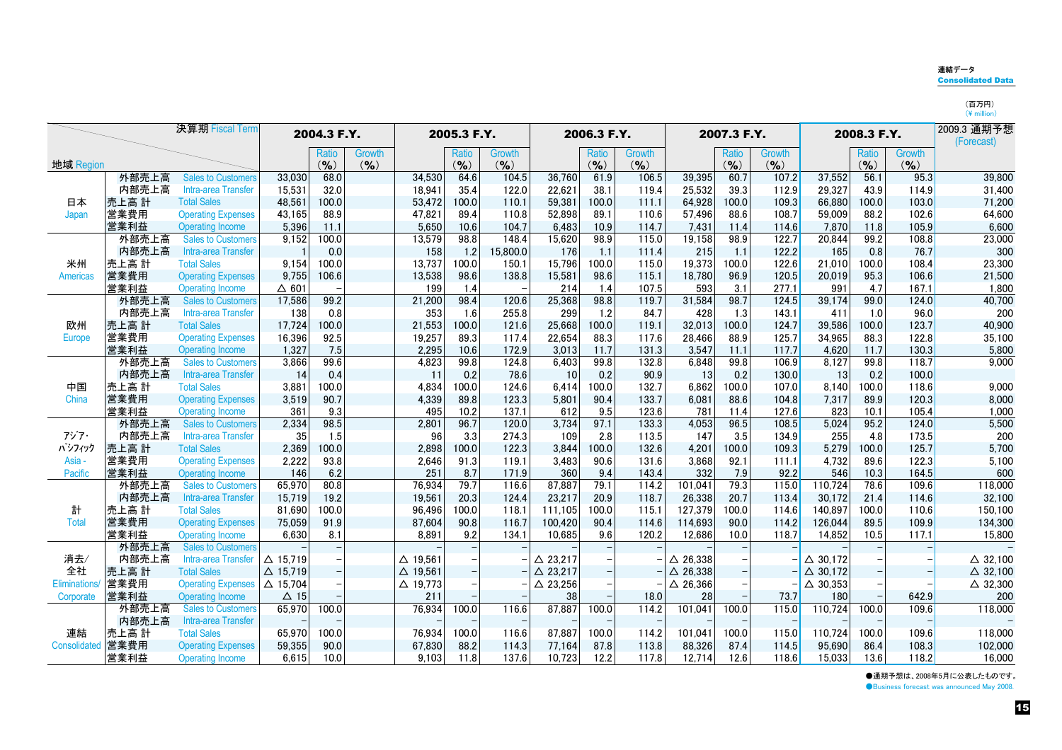連結データ
**Consolidated Data**

（百万円）
(¥ million)

| 地域 Region | | 決算期 Fiscal Term | 2004.3 F.Y. | Ratio (%) | Growth (%) | 2005.3 F.Y. | Ratio (%) | Growth (%) | 2006.3 F.Y. | Ratio (%) | Growth (%) | 2007.3 F.Y. | Ratio (%) | Growth (%) | 2008.3 F.Y. | Ratio (%) | Growth (%) | 2009.3 通期予想 (Forecast) |
|---|---|---|---|---|---|---|---|---|---|---|---|---|---|---|---|---|---|---|
| 日本 Japan | 外部売上高 | Sales to Customers | 33,030 | 68.0 | | 34,530 | 64.6 | 104.5 | 36,760 | 61.9 | 106.5 | 39,395 | 60.7 | 107.2 | 37,552 | 56.1 | 95.3 | 39,800 |
| | 内部売上高 | Intra-area Transfer | 15,531 | 32.0 | | 18,941 | 35.4 | 122.0 | 22,621 | 38.1 | 119.4 | 25,532 | 39.3 | 112.9 | 29,327 | 43.9 | 114.9 | 31,400 |
| | 売上高 計 | Total Sales | 48,561 | 100.0 | | 53,472 | 100.0 | 110.1 | 59,381 | 100.0 | 111.1 | 64,928 | 100.0 | 109.3 | 66,880 | 100.0 | 103.0 | 71,200 |
| | 営業費用 | Operating Expenses | 43,165 | 88.9 | | 47,821 | 89.4 | 110.8 | 52,898 | 89.1 | 110.6 | 57,496 | 88.6 | 108.7 | 59,009 | 88.2 | 102.6 | 64,600 |
| | 営業利益 | Operating Income | 5,396 | 11.1 | | 5,650 | 10.6 | 104.7 | 6,483 | 10.9 | 114.7 | 7,431 | 11.4 | 114.6 | 7,870 | 11.8 | 105.9 | 6,600 |
| 米州 Americas | 外部売上高 | Sales to Customers | 9,152 | 100.0 | | 13,579 | 98.8 | 148.4 | 15,620 | 98.9 | 115.0 | 19,158 | 98.9 | 122.7 | 20,844 | 99.2 | 108.8 | 23,000 |
| | 内部売上高 | Intra-area Transfer | 1 | 0.0 | | 158 | 1.2 | 15,800.0 | 176 | 1.1 | 111.4 | 215 | 1.1 | 122.2 | 165 | 0.8 | 76.7 | 300 |
| | 売上高 計 | Total Sales | 9,154 | 100.0 | | 13,737 | 100.0 | 150.1 | 15,796 | 100.0 | 115.0 | 19,373 | 100.0 | 122.6 | 21,010 | 100.0 | 108.4 | 23,300 |
| | 営業費用 | Operating Expenses | 9,755 | 106.6 | | 13,538 | 98.6 | 138.8 | 15,581 | 98.6 | 115.1 | 18,780 | 96.9 | 120.5 | 20,019 | 95.3 | 106.6 | 21,500 |
| | 営業利益 | Operating Income | △ 601 | − | | 199 | 1.4 | − | 214 | 1.4 | 107.5 | 593 | 3.1 | 277.1 | 991 | 4.7 | 167.1 | 1,800 |
| 欧州 Europe | 外部売上高 | Sales to Customers | 17,586 | 99.2 | | 21,200 | 98.4 | 120.6 | 25,368 | 98.8 | 119.7 | 31,584 | 98.7 | 124.5 | 39,174 | 99.0 | 124.0 | 40,700 |
| | 内部売上高 | Intra-area Transfer | 138 | 0.8 | | 353 | 1.6 | 255.8 | 299 | 1.2 | 84.7 | 428 | 1.3 | 143.1 | 411 | 1.0 | 96.0 | 200 |
| | 売上高 計 | Total Sales | 17,724 | 100.0 | | 21,553 | 100.0 | 121.6 | 25,668 | 100.0 | 119.1 | 32,013 | 100.0 | 124.7 | 39,586 | 100.0 | 123.7 | 40,900 |
| | 営業費用 | Operating Expenses | 16,396 | 92.5 | | 19,257 | 89.3 | 117.4 | 22,654 | 88.3 | 117.6 | 28,466 | 88.9 | 125.7 | 34,965 | 88.3 | 122.8 | 35,100 |
| | 営業利益 | Operating Income | 1,327 | 7.5 | | 2,295 | 10.6 | 172.9 | 3,013 | 11.7 | 131.3 | 3,547 | 11.1 | 117.7 | 4,620 | 11.7 | 130.3 | 5,800 |
| 中国 China | 外部売上高 | Sales to Customers | 3,866 | 99.6 | | 4,823 | 99.8 | 124.8 | 6,403 | 99.8 | 132.8 | 6,848 | 99.8 | 106.9 | 8,127 | 99.8 | 118.7 | 9,000 |
| | 内部売上高 | Intra-area Transfer | 14 | 0.4 | | 11 | 0.2 | 78.6 | 10 | 0.2 | 90.9 | 13 | 0.2 | 130.0 | 13 | 0.2 | 100.0 | |
| | 売上高 計 | Total Sales | 3,881 | 100.0 | | 4,834 | 100.0 | 124.6 | 6,414 | 100.0 | 132.7 | 6,862 | 100.0 | 107.0 | 8,140 | 100.0 | 118.6 | 9,000 |
| | 営業費用 | Operating Expenses | 3,519 | 90.7 | | 4,339 | 89.8 | 123.3 | 5,801 | 90.4 | 133.7 | 6,081 | 88.6 | 104.8 | 7,317 | 89.9 | 120.3 | 8,000 |
| | 営業利益 | Operating Income | 361 | 9.3 | | 495 | 10.2 | 137.1 | 612 | 9.5 | 123.6 | 781 | 11.4 | 127.6 | 823 | 10.1 | 105.4 | 1,000 |
| アジア・パシフィック Asia - Pacific | 外部売上高 | Sales to Customers | 2,334 | 98.5 | | 2,801 | 96.7 | 120.0 | 3,734 | 97.1 | 133.3 | 4,053 | 96.5 | 108.5 | 5,024 | 95.2 | 124.0 | 5,500 |
| | 内部売上高 | Intra-area Transfer | 35 | 1.5 | | 96 | 3.3 | 274.3 | 109 | 2.8 | 113.5 | 147 | 3.5 | 134.9 | 255 | 4.8 | 173.5 | 200 |
| | 売上高 計 | Total Sales | 2,369 | 100.0 | | 2,898 | 100.0 | 122.3 | 3,844 | 100.0 | 132.6 | 4,201 | 100.0 | 109.3 | 5,279 | 100.0 | 125.7 | 5,700 |
| | 営業費用 | Operating Expenses | 2,222 | 93.8 | | 2,646 | 91.3 | 119.1 | 3,483 | 90.6 | 131.6 | 3,868 | 92.1 | 111.1 | 4,732 | 89.6 | 122.3 | 5,100 |
| | 営業利益 | Operating Income | 146 | 6.2 | | 251 | 8.7 | 171.9 | 360 | 9.4 | 143.4 | 332 | 7.9 | 92.2 | 546 | 10.3 | 164.5 | 600 |
| 計 Total | 外部売上高 | Sales to Customers | 65,970 | 80.8 | | 76,934 | 79.7 | 116.6 | 87,887 | 79.1 | 114.2 | 101,041 | 79.3 | 115.0 | 110,724 | 78.6 | 109.6 | 118,000 |
| | 内部売上高 | Intra-area Transfer | 15,719 | 19.2 | | 19,561 | 20.3 | 124.4 | 23,217 | 20.9 | 118.7 | 26,338 | 20.7 | 113.4 | 30,172 | 21.4 | 114.6 | 32,100 |
| | 売上高 計 | Total Sales | 81,690 | 100.0 | | 96,496 | 100.0 | 118.1 | 111,105 | 100.0 | 115.1 | 127,379 | 100.0 | 114.6 | 140,897 | 100.0 | 110.6 | 150,100 |
| | 営業費用 | Operating Expenses | 75,059 | 91.9 | | 87,604 | 90.8 | 116.7 | 100,420 | 90.4 | 114.6 | 114,693 | 90.0 | 114.2 | 126,044 | 89.5 | 109.9 | 134,300 |
| | 営業利益 | Operating Income | 6,630 | 8.1 | | 8,891 | 9.2 | 134.1 | 10,685 | 9.6 | 120.2 | 12,686 | 10.0 | 118.7 | 14,852 | 10.5 | 117.1 | 15,800 |
| 消去/全社 Eliminations/ Corporate | 外部売上高 | Sales to Customers | − | − | | − | − | − | − | − | − | − | − | − | − | − | − | − |
| | 内部売上高 | Intra-area Transfer | △ 15,719 | − | | △ 19,561 | − | − | △ 23,217 | − | − | △ 26,338 | − | − | △ 30,172 | − | − | △ 32,100 |
| | 売上高 計 | Total Sales | △ 15,719 | − | | △ 19,561 | − | − | △ 23,217 | − | − | △ 26,338 | − | − | △ 30,172 | − | − | △ 32,100 |
| | 営業費用 | Operating Expenses | △ 15,704 | − | | △ 19,773 | − | − | △ 23,256 | − | − | △ 26,366 | − | − | △ 30,353 | − | − | △ 32,300 |
| | 営業利益 | Operating Income | △ 15 | − | | 211 | − | − | 38 | − | 18.0 | 28 | − | 73.7 | 180 | − | 642.9 | 200 |
| 連結 Consolidated | 外部売上高 | Sales to Customers | 65,970 | 100.0 | | 76,934 | 100.0 | 116.6 | 87,887 | 100.0 | 114.2 | 101,041 | 100.0 | 115.0 | 110,724 | 100.0 | 109.6 | 118,000 |
| | 内部売上高 | Intra-area Transfer | − | − | | − | − | − | − | − | − | − | − | − | − | − | − | − |
| | 売上高 計 | Total Sales | 65,970 | 100.0 | | 76,934 | 100.0 | 116.6 | 87,887 | 100.0 | 114.2 | 101,041 | 100.0 | 115.0 | 110,724 | 100.0 | 109.6 | 118,000 |
| | 営業費用 | Operating Expenses | 59,355 | 90.0 | | 67,830 | 88.2 | 114.3 | 77,164 | 87.8 | 113.8 | 88,326 | 87.4 | 114.5 | 95,690 | 86.4 | 108.3 | 102,000 |
| | 営業利益 | Operating Income | 6,615 | 10.0 | | 9,103 | 11.8 | 137.6 | 10,723 | 12.2 | 117.8 | 12,714 | 12.6 | 118.6 | 15,033 | 13.6 | 118.2 | 16,000 |

●通期予想は、2008年5月に公表したものです。
●Business forecast was announced May 2008.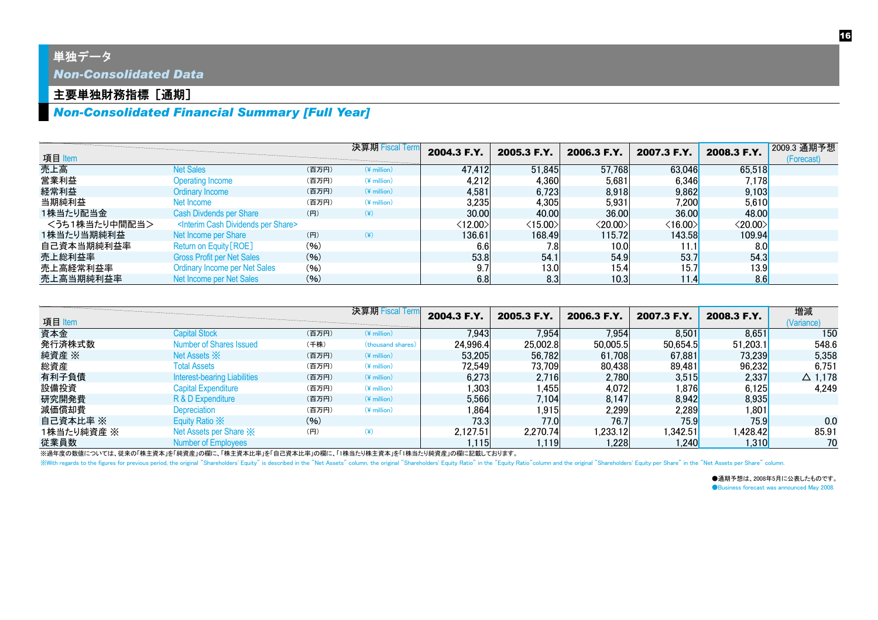# 単独データ

*Non-Consolidated Data*

## 主要単独財務指標［通期］

*Non-Consolidated Financial Summary [Full Year]*

| 項目 Item | | | 決算期 Fiscal Term | 2004.3 F.Y. | 2005.3 F.Y. | 2006.3 F.Y. | 2007.3 F.Y. | 2008.3 F.Y. | 2009.3 通期予想 (Forecast) |
|---|---|---|---|---|---|---|---|---|---|
| 売上高 | Net Sales | (百万円) | (¥ million) | 47,412 | 51,845 | 57,768 | 63,046 | 65,518 | |
| 営業利益 | Operating Income | (百万円) | (¥ million) | 4,212 | 4,360 | 5,681 | 6,346 | 7,178 | |
| 経常利益 | Ordinary Income | (百万円) | (¥ million) | 4,581 | 6,723 | 8,918 | 9,862 | 9,103 | |
| 当期純利益 | Net Income | (百万円) | (¥ million) | 3,235 | 4,305 | 5,931 | 7,200 | 5,610 | |
| 1株当たり配当金 | Cash Divdends per Share | (円) | (¥) | 30.00 | 40.00 | 36.00 | 36.00 | 48.00 | |
| <うち1株当たり中間配当> | <Interim Cash Dividends per Share> | | | <12.00> | <15.00> | <20.00> | <16.00> | <20.00> | |
| 1株当たり当期純利益 | Net Income per Share | (円) | (¥) | 136.61 | 168.49 | 115.72 | 143.58 | 109.94 | |
| 自己資本当期純利益率 | Return on Equity[ROE] | (%) | | 6.6 | 7.8 | 10.0 | 11.1 | 8.0 | |
| 売上総利益率 | Gross Profit per Net Sales | (%) | | 53.8 | 54.1 | 54.9 | 53.7 | 54.3 | |
| 売上高経常利益率 | Ordinary Income per Net Sales | (%) | | 9.7 | 13.0 | 15.4 | 15.7 | 13.9 | |
| 売上高当期純利益率 | Net Income per Net Sales | (%) | | 6.8 | 8.3 | 10.3 | 11.4 | 8.6 | |

| 項目 Item | | | 決算期 Fiscal Term | 2004.3 F.Y. | 2005.3 F.Y. | 2006.3 F.Y. | 2007.3 F.Y. | 2008.3 F.Y. | 増減 (Variance) |
|---|---|---|---|---|---|---|---|---|---|
| 資本金 | Capital Stock | (百万円) | (¥ million) | 7,943 | 7,954 | 7,954 | 8,501 | 8,651 | 150 |
| 発行済株式数 | Number of Shares Issued | (千株) | (thousand shares) | 24,996.4 | 25,002.8 | 50,005.5 | 50,654.5 | 51,203.1 | 548.6 |
| 純資産 ※ | Net Assets ※ | (百万円) | (¥ million) | 53,205 | 56,782 | 61,708 | 67,881 | 73,239 | 5,358 |
| 総資産 | Total Assets | (百万円) | (¥ million) | 72,549 | 73,709 | 80,438 | 89,481 | 96,232 | 6,751 |
| 有利子負債 | Interest-bearing Liabilities | (百万円) | (¥ million) | 6,273 | 2,716 | 2,780 | 3,515 | 2,337 | △ 1,178 |
| 設備投資 | Capital Expenditure | (百万円) | (¥ million) | 1,303 | 1,455 | 4,072 | 1,876 | 6,125 | 4,249 |
| 研究開発費 | R & D Expenditure | (百万円) | (¥ million) | 5,566 | 7,104 | 8,147 | 8,942 | 8,935 | |
| 減価償却費 | Depreciation | (百万円) | (¥ million) | 1,864 | 1,915 | 2,299 | 2,289 | 1,801 | |
| 自己資本比率 ※ | Equity Ratio ※ | (%) | | 73.3 | 77.0 | 76.7 | 75.9 | 75.9 | 0.0 |
| 1株当たり純資産 ※ | Net Assets per Share ※ | (円) | (¥) | 2,127.51 | 2,270.74 | 1,233.12 | 1,342.51 | 1,428.42 | 85.91 |
| 従業員数 | Number of Employees | | | 1,115 | 1,119 | 1,228 | 1,240 | 1,310 | 70 |

※過年度の数値については、従来の「株主資本」を「純資産」の欄に、「株主資本比率」を「自己資本比率」の欄に、「1株当たり株主資本」を「1株当たり純資産」の欄に記載しております。

※With regards to the figures for previous period, the original "Shareholders' Equity" is described in the "Net Assets" column, the original "Shareholders' Equity Ratio" in the "Equity Ratio"column and the original "Shareholders' Equity per Share" in the "Net Assets per Share" column.

●通期予想は、2008年5月に公表したものです。
●Business forecast was announced May 2008.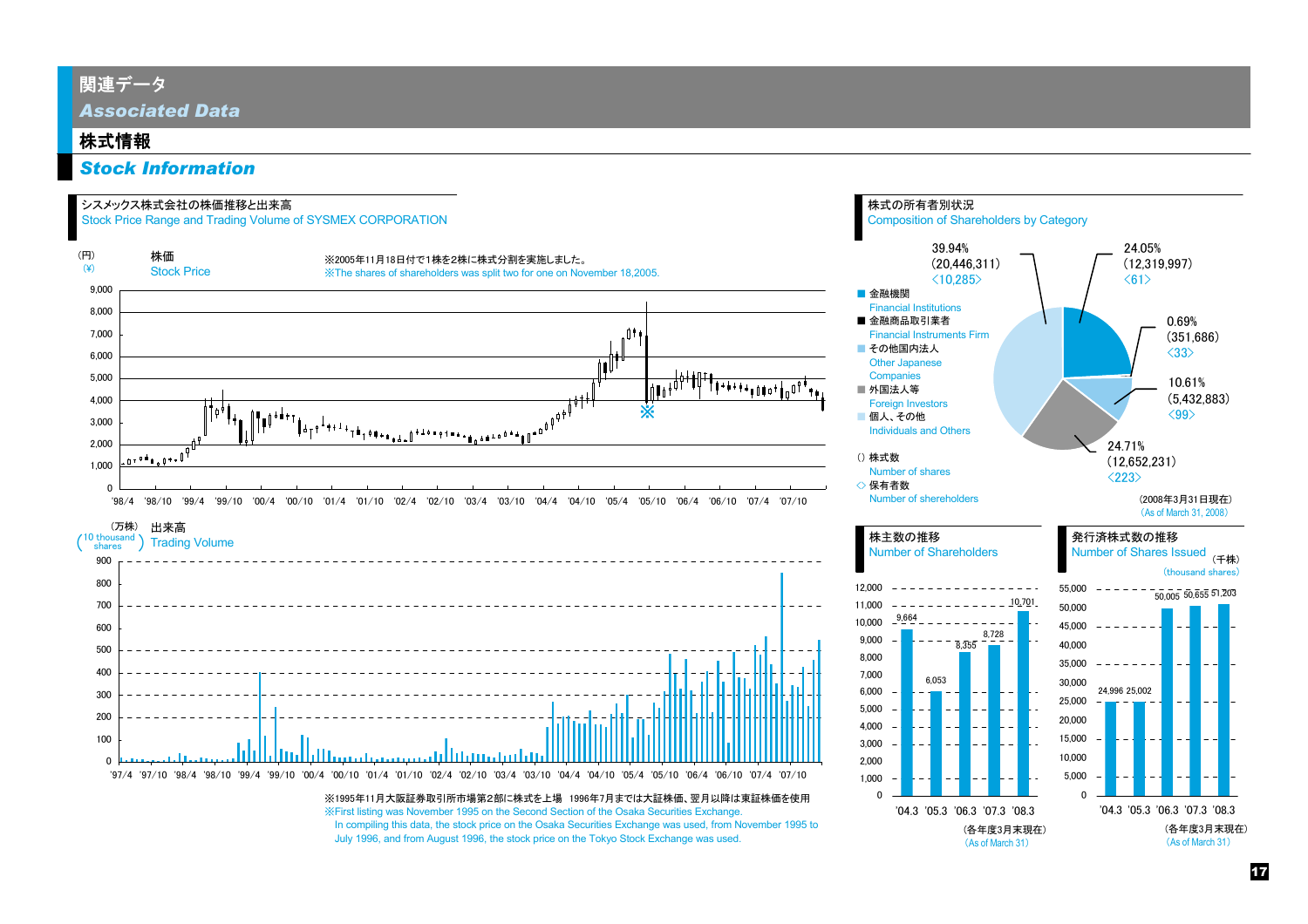# 関連データ
*Associated Data*

## 株式情報
## *Stock Information*

### シスメックス株式会社の株価推移と出来高
Stock Price Range and Trading Volume of SYSMEX CORPORATION

株価
Stock Price
(円)
(¥)

※2005年11月18日付で1株を2株に株式分割を実施しました。
※The shares of shareholders was split two for one on November 18,2005.

出来高
Trading Volume
(万株)
(10 thousand shares)

※1995年11月大阪証券取引所市場第2部に株式を上場　1996年7月までは大証株価、翌月以降は東証株価を使用
※First listing was November 1995 on the Second Section of the Osaka Securities Exchange.
In compiling this data, the stock price on the Osaka Securities Exchange was used, from November 1995 to July 1996, and from August 1996, the stock price on the Tokyo Stock Exchange was used.

### 株式の所有者別状況
Composition of Shareholders by Category

| 区分 Category | 比率 | 株式数 Number of shares | 保有者数 Number of shareholders |
|---|---|---|---|
| 金融機関 Financial Institutions | 24.05% | 12,319,997 | 61 |
| 金融商品取引業者 Financial Instruments Firm | 0.69% | 351,686 | 33 |
| その他国内法人 Other Japanese Companies | 10.61% | 5,432,883 | 99 |
| 外国法人等 Foreign Investors | 24.71% | 12,652,231 | 223 |
| 個人、その他 Individuals and Others | 39.94% | 20,446,311 | 10,285 |

() 株式数 Number of shares
<> 保有者数 Number of shereholders

(2008年3月31日現在)
(As of March 31, 2008)

### 株主数の推移
Number of Shareholders

| '04.3 | '05.3 | '06.3 | '07.3 | '08.3 |
|---|---|---|---|---|
| 9,664 | 6,053 | 8,355 | 8,728 | 10,701 |

(各年度3月末現在)
(As of March 31)

### 発行済株式数の推移
Number of Shares Issued
(千株)
(thousand shares)

| '04.3 | '05.3 | '06.3 | '07.3 | '08.3 |
|---|---|---|---|---|
| 24,996 | 25,002 | 50,005 | 50,655 | 51,203 |

(各年度3月末現在)
(As of March 31)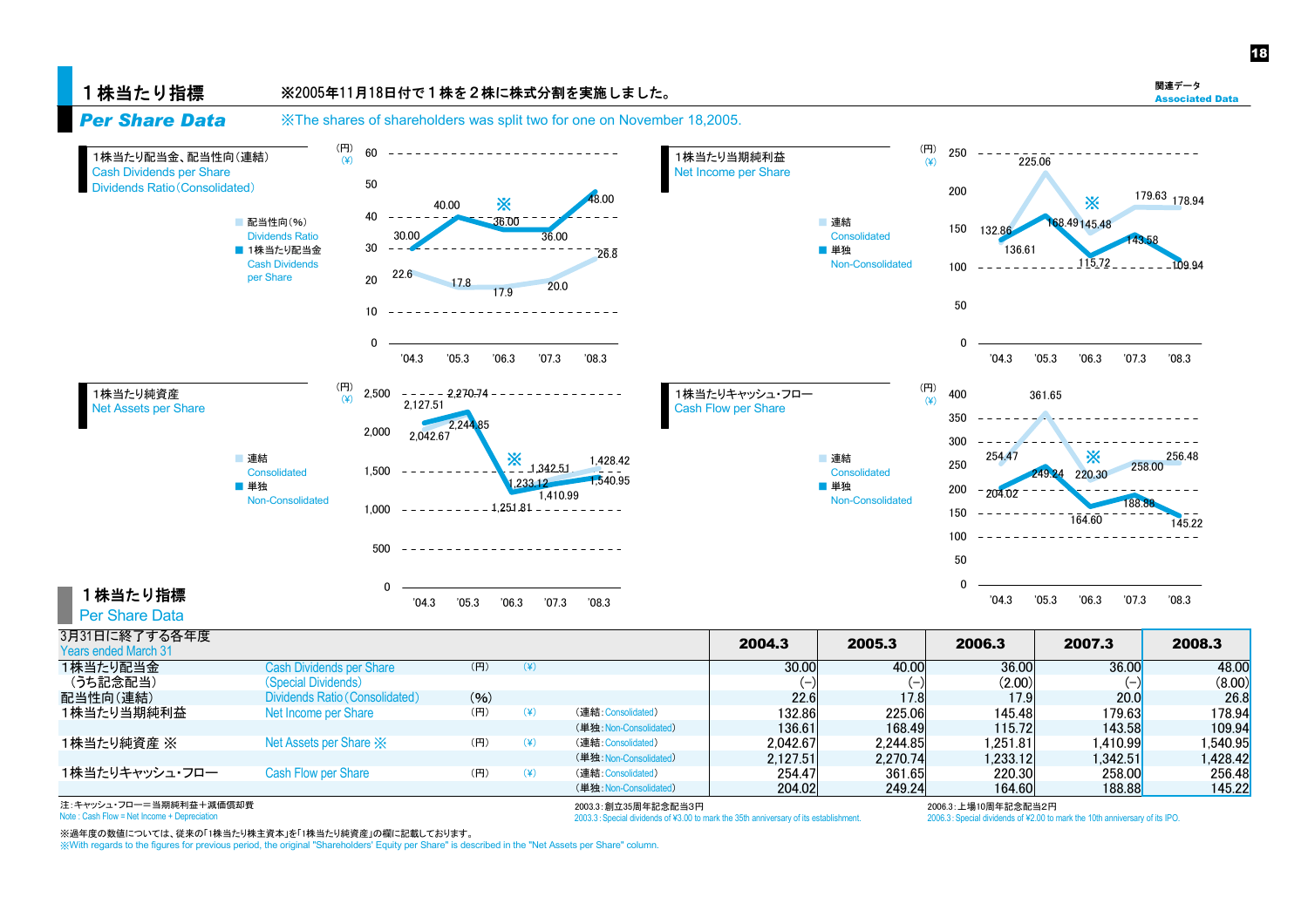# 1株当たり指標
## Per Share Data

※2005年11月18日付で１株を２株に株式分割を実施しました。

※The shares of shareholders was split two for one on November 18,2005.

### 1株当たり配当金、配当性向(連結) Cash Dividends per Share Dividends Ratio(Consolidated)

■ 配当性向(%) Dividends Ratio
■ 1株当たり配当金 Cash Dividends per Share

### 1株当たり当期純利益 Net Income per Share

■ 連結 Consolidated
■ 単独 Non-Consolidated

### 1株当たり純資産 Net Assets per Share

■ 連結 Consolidated
■ 単独 Non-Consolidated

### 1株当たりキャッシュ・フロー Cash Flow per Share

■ 連結 Consolidated
■ 単独 Non-Consolidated

## 1株当たり指標 Per Share Data

| 3月31日に終了する各年度 Years ended March 31 | | | | | 2004.3 | 2005.3 | 2006.3 | 2007.3 | 2008.3 |
|---|---|---|---|---|---|---|---|---|---|
| 1株当たり配当金 | Cash Dividends per Share | (円) | (¥) | | 30.00 | 40.00 | 36.00 | 36.00 | 48.00 |
| (うち記念配当) | (Special Dividends) | | | | (–) | (–) | (2.00) | (–) | (8.00) |
| 配当性向(連結) | Dividends Ratio(Consolidated) | (%) | | | 22.6 | 17.8 | 17.9 | 20.0 | 26.8 |
| 1株当たり当期純利益 | Net Income per Share | (円) | (¥) | (連結:Consolidated) | 132.86 | 225.06 | 145.48 | 179.63 | 178.94 |
| | | | | (単独:Non-Consolidated) | 136.61 | 168.49 | 115.72 | 143.58 | 109.94 |
| 1株当たり純資産 ※ | Net Assets per Share ※ | (円) | (¥) | (連結:Consolidated) | 2,042.67 | 2,244.85 | 1,251.81 | 1,410.99 | 1,540.95 |
| | | | | (単独:Non-Consolidated) | 2,127.51 | 2,270.74 | 1,233.12 | 1,342.51 | 1,428.42 |
| 1株当たりキャッシュ・フロー | Cash Flow per Share | (円) | (¥) | (連結:Consolidated) | 254.47 | 361.65 | 220.30 | 258.00 | 256.48 |
| | | | | (単独:Non-Consolidated) | 204.02 | 249.24 | 164.60 | 188.88 | 145.22 |

注:キャッシュ・フロー=当期純利益+減価償却費
Note : Cash Flow = Net Income + Depreciation

2003.3:創立35周年記念配当3円
2003.3 : Special dividends of ¥3.00 to mark the 35th anniversary of its establishment.

2006.3:上場10周年記念配当2円
2006.3 : Special dividends of ¥2.00 to mark the 10th anniversary of its IPO.

※過年度の数値については、従来の「1株当たり株主資本」を「1株当たり純資産」の欄に記載しております。
※With regards to the figures for previous period, the original "Shareholders' Equity per Share" is described in the "Net Assets per Share" column.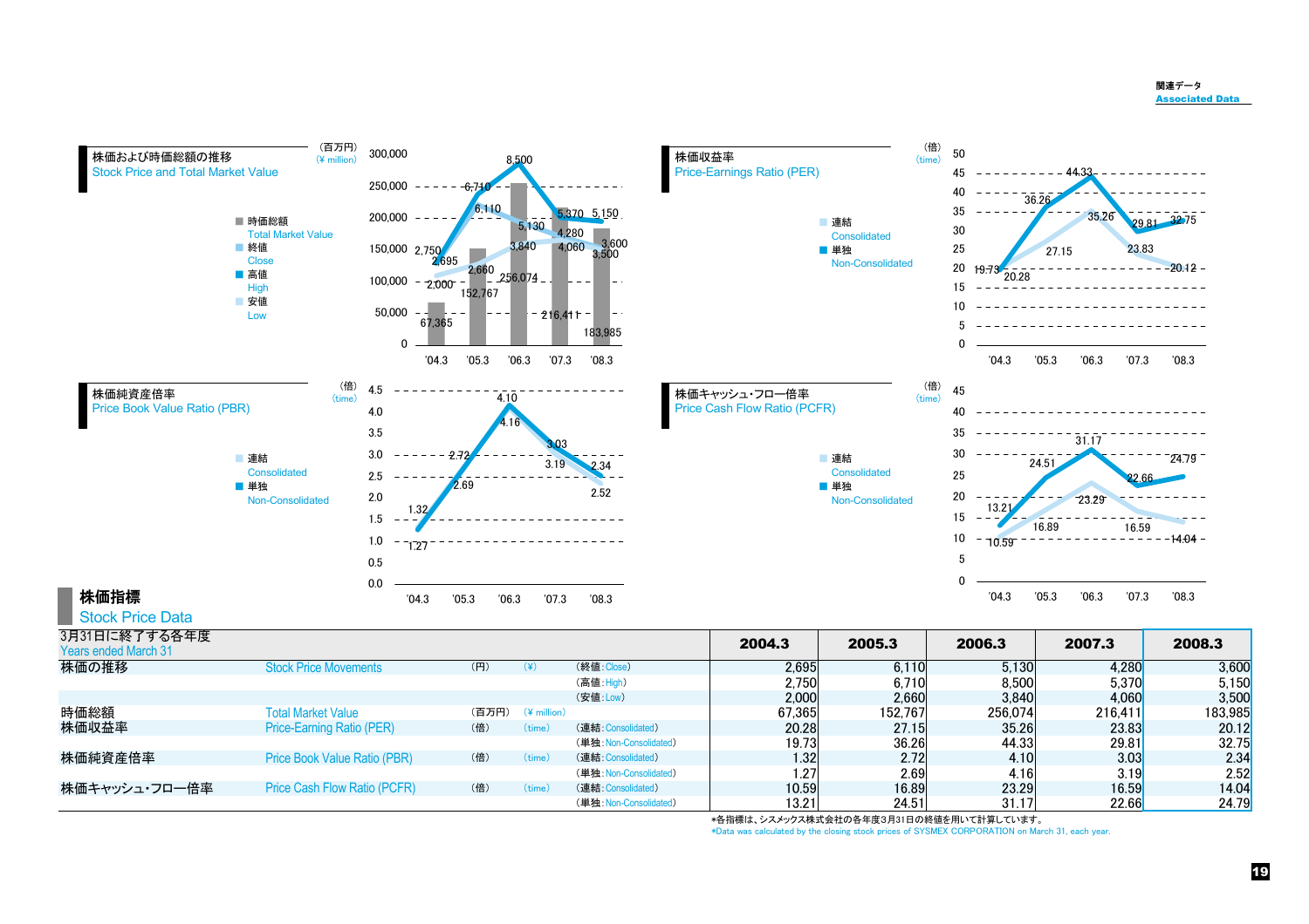関連データ
Associated Data

### 株価および時価総額の推移
Stock Price and Total Market Value

（百万円）(¥ million)

■ 時価総額 Total Market Value
■ 終値 Close
■ 高値 High
■ 安値 Low

| | '04.3 | '05.3 | '06.3 | '07.3 | '08.3 |
|---|---|---|---|---|---|
| 時価総額 | 67,365 | 152,767 | 256,074 | 216,411 | 183,985 |
| 終値 | 2,695 | 6,110 | 5,130 | 4,280 | 3,600 |
| 高値 | 2,750 | 6,710 | 8,500 | 5,370 | 5,150 |
| 安値 | 2,000 | 2,660 | 3,840 | 4,060 | 3,500 |

### 株価収益率
Price-Earnings Ratio (PER)

（倍）(time)

■ 連結 Consolidated
■ 単独 Non-Consolidated

| | '04.3 | '05.3 | '06.3 | '07.3 | '08.3 |
|---|---|---|---|---|---|
| 連結 | 20.28 | 27.15 | 35.26 | 23.83 | 20.12 |
| 単独 | 19.73 | 36.26 | 44.33 | 29.81 | 32.75 |

### 株価純資産倍率
Price Book Value Ratio (PBR)

（倍）(time)

■ 連結 Consolidated
■ 単独 Non-Consolidated

| | '04.3 | '05.3 | '06.3 | '07.3 | '08.3 |
|---|---|---|---|---|---|
| 連結 | 1.32 | 2.72 | 4.10 | 3.03 | 2.34 |
| 単独 | 1.27 | 2.69 | 4.16 | 3.19 | 2.52 |

### 株価キャッシュ・フロー倍率
Price Cash Flow Ratio (PCFR)

（倍）(time)

■ 連結 Consolidated
■ 単独 Non-Consolidated

| | '04.3 | '05.3 | '06.3 | '07.3 | '08.3 |
|---|---|---|---|---|---|
| 連結 | 10.59 | 16.89 | 23.29 | 16.59 | 14.04 |
| 単独 | 13.21 | 24.51 | 31.17 | 22.66 | 24.79 |

## 株価指標
Stock Price Data

| 3月31日に終了する各年度 Years ended March 31 | | | | | 2004.3 | 2005.3 | 2006.3 | 2007.3 | 2008.3 |
|---|---|---|---|---|---|---|---|---|---|
| 株価の推移 | Stock Price Movements | (円) | (¥) | (終値:Close) | 2,695 | 6,110 | 5,130 | 4,280 | 3,600 |
| | | | | (高値:High) | 2,750 | 6,710 | 8,500 | 5,370 | 5,150 |
| | | | | (安値:Low) | 2,000 | 2,660 | 3,840 | 4,060 | 3,500 |
| 時価総額 | Total Market Value | (百万円) | (¥ million) | | 67,365 | 152,767 | 256,074 | 216,411 | 183,985 |
| 株価収益率 | Price-Earning Ratio (PER) | (倍) | (time) | (連結:Consolidated) | 20.28 | 27.15 | 35.26 | 23.83 | 20.12 |
| | | | | (単独:Non-Consolidated) | 19.73 | 36.26 | 44.33 | 29.81 | 32.75 |
| 株価純資産倍率 | Price Book Value Ratio (PBR) | (倍) | (time) | (連結:Consolidated) | 1.32 | 2.72 | 4.10 | 3.03 | 2.34 |
| | | | | (単独:Non-Consolidated) | 1.27 | 2.69 | 4.16 | 3.19 | 2.52 |
| 株価キャッシュ・フロー倍率 | Price Cash Flow Ratio (PCFR) | (倍) | (time) | (連結:Consolidated) | 10.59 | 16.89 | 23.29 | 16.59 | 14.04 |
| | | | | (単独:Non-Consolidated) | 13.21 | 24.51 | 31.17 | 22.66 | 24.79 |

*各指標は、シスメックス株式会社の各年度3月31日の終値を用いて計算しています。
*Data was calculated by the closing stock prices of SYSMEX CORPORATION on March 31, each year.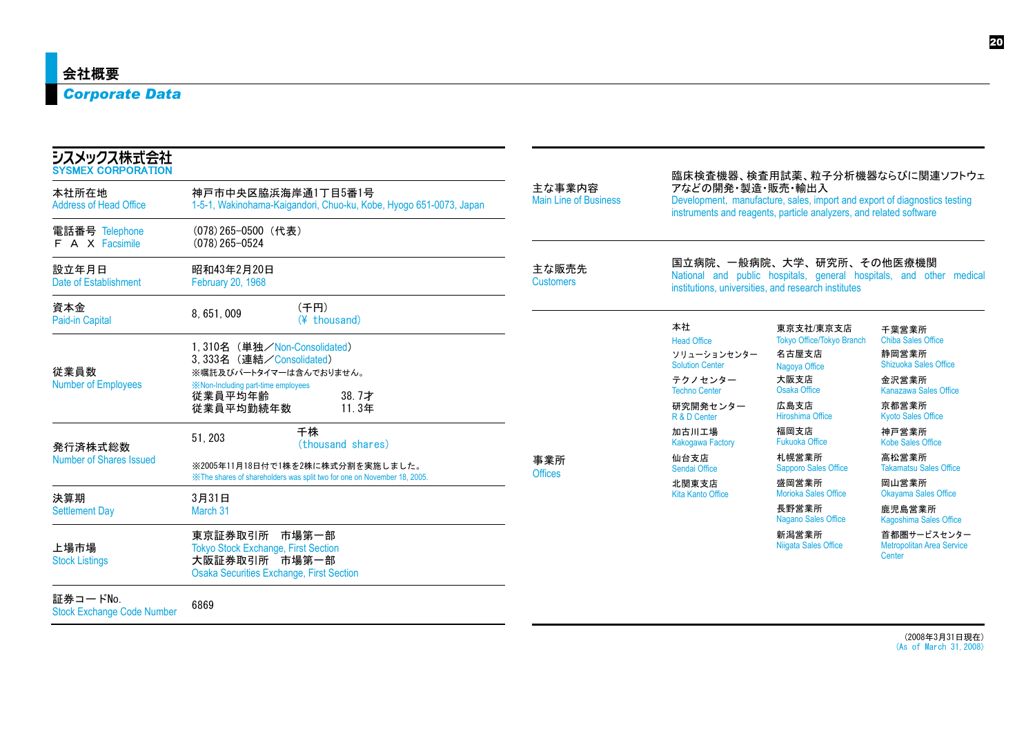# 会社概要
## Corporate Data

### シスメックス株式会社
### SYSMEX CORPORATION

| | |
|---|---|
| 本社所在地<br>Address of Head Office | 神戸市中央区脇浜海岸通1丁目5番1号<br>1-5-1, Wakinohama-Kaigandori, Chuo-ku, Kobe, Hyogo 651-0073, Japan |
| 電話番号 Telephone<br>F A X Facsimile | (078) 265-0500（代表）<br>(078) 265-0524 |
| 設立年月日<br>Date of Establishment | 昭和43年2月20日<br>February 20, 1968 |
| 資本金<br>Paid-in Capital | 8, 651, 009　(千円)(¥ thousand) |
| 従業員数<br>Number of Employees | 1, 310名（単独／Non-Consolidated）<br>3, 333名（連結／Consolidated）<br>※嘱託及びパートタイマーは含んでおりません。<br>※Non-Including part-time employees<br>従業員平均年齢　38. 7才<br>従業員平均勤続年数　11. 3年 |
| 発行済株式総数<br>Number of Shares Issued | 51, 203　千株 (thousand shares)<br>※2005年11月18日付で1株を2株に株式分割を実施しました。<br>※The shares of shareholders was split two for one on November 18, 2005. |
| 決算期<br>Settlement Day | 3月31日<br>March 31 |
| 上場市場<br>Stock Listings | 東京証券取引所　市場第一部<br>Tokyo Stock Exchange, First Section<br>大阪証券取引所　市場第一部<br>Osaka Securities Exchange, First Section |
| 証券コードNo.<br>Stock Exchange Code Number | 6869 |

| | |
|---|---|
| 主な事業内容<br>Main Line of Business | 臨床検査機器、検査用試薬、粒子分析機器ならびに関連ソフトウェアなどの開発・製造・販売・輸出入<br>Development, manufacture, sales, import and export of diagnostics testing instruments and reagents, particle analyzers, and related software |
| 主な販売先<br>Customers | 国立病院、一般病院、大学、研究所、その他医療機関<br>National and public hospitals, general hospitals, and other medical institutions, universities, and research institutes |

**事業所 Offices**

| | | |
|---|---|---|
| 本社 Head Office | 東京支社/東京支店 Tokyo Office/Tokyo Branch | 千葉営業所 Chiba Sales Office |
| ソリューションセンター Solution Center | 名古屋支店 Nagoya Office | 静岡営業所 Shizuoka Sales Office |
| テクノセンター Techno Center | 大阪支店 Osaka Office | 金沢営業所 Kanazawa Sales Office |
| 研究開発センター R & D Center | 広島支店 Hiroshima Office | 京都営業所 Kyoto Sales Office |
| 加古川工場 Kakogawa Factory | 福岡支店 Fukuoka Office | 神戸営業所 Kobe Sales Office |
| 仙台支店 Sendai Office | 札幌営業所 Sapporo Sales Office | 高松営業所 Takamatsu Sales Office |
| 北関東支店 Kita Kanto Office | 盛岡営業所 Morioka Sales Office | 岡山営業所 Okayama Sales Office |
| | 長野営業所 Nagano Sales Office | 鹿児島営業所 Kagoshima Sales Office |
| | 新潟営業所 Niigata Sales Office | 首都圏サービスセンター Metropolitan Area Service Center |

(2008年3月31日現在)
(As of March 31, 2008)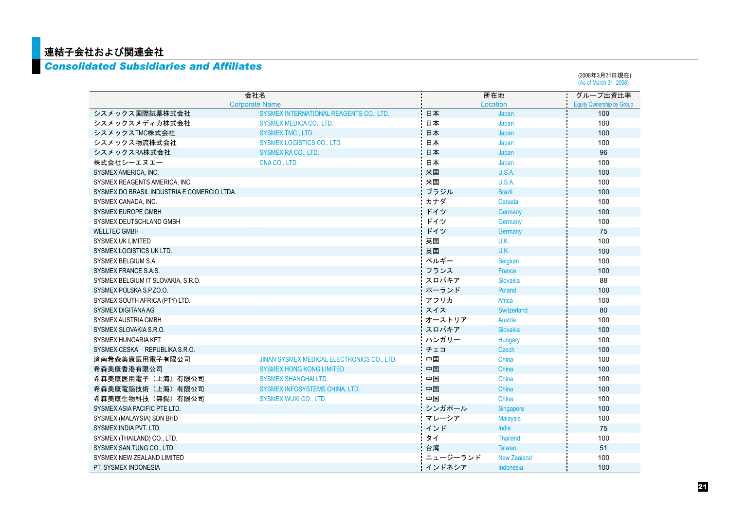# 連結子会社および関連会社

## *Consolidated Subsidiaries and Affiliates*

(2008年3月31日現在)
(As of March 31, 2008)

| 会社名 Corporate Name | | 所在地 Location | | グループ出資比率 Equity Ownership by Group |
|---|---|---|---|---|
| シスメックス国際試薬株式会社 | SYSMEX INTERNATIONAL REAGENTS CO., LTD. | 日本 | Japan | 100 |
| シスメックスメディカ株式会社 | SYSMEX MEDICA CO., LTD. | 日本 | Japan | 100 |
| シスメックスTMC株式会社 | SYSMEX TMC., LTD. | 日本 | Japan | 100 |
| シスメックス物流株式会社 | SYSMEX LOGISTICS CO., LTD. | 日本 | Japan | 100 |
| シスメックスRA株式会社 | SYSMEX RA CO., LTD. | 日本 | Japan | 96 |
| 株式会社シーエヌエー | CNA CO., LTD. | 日本 | Japan | 100 |
| SYSMEX AMERICA, INC. | | 米国 | U.S.A. | 100 |
| SYSMEX REAGENTS AMERICA, INC. | | 米国 | U.S.A. | 100 |
| SYSMEX DO BRASIL INDUSTRIA E COMERCIO LTDA. | | ブラジル | Brazil | 100 |
| SYSMEX CANADA, INC. | | カナダ | Canada | 100 |
| SYSMEX EUROPE GMBH | | ドイツ | Germany | 100 |
| SYSMEX DEUTSCHLAND GMBH | | ドイツ | Germany | 100 |
| WELLTEC GMBH | | ドイツ | Germany | 75 |
| SYSMEX UK LIMITED | | 英国 | U.K. | 100 |
| SYSMEX LOGISTICS UK LTD. | | 英国 | U.K. | 100 |
| SYSMEX BELGIUM S.A. | | ベルギー | Belgium | 100 |
| SYSMEX FRANCE S.A.S. | | フランス | France | 100 |
| SYSMEX BELGIUM IT SLOVAKIA, S.R.O. | | スロバキア | Slovakia | 88 |
| SYSMEX POLSKA S.P.ZO.O. | | ポーランド | Poland | 100 |
| SYSMEX SOUTH AFRICA (PTY) LTD. | | アフリカ | Africa | 100 |
| SYSMEX DIGITANA AG | | スイス | Switzerland | 80 |
| SYSMEX AUSTRIA GMBH | | オーストリア | Austria | 100 |
| SYSMEX SLOVAKIA S.R.O. | | スロバキア | Slovakia | 100 |
| SYSMEX HUNGARIA KFT. | | ハンガリー | Hungary | 100 |
| SYSMEX CESKA　REPUBLIKA S.R.O. | | チェコ | Czech | 100 |
| 済南希森美康医用電子有限公司 | JINAN SYSMEX MEDICAL ELECTRONICS CO., LTD. | 中国 | China | 100 |
| 希森美康香港有限公司 | SYSMEX HONG KONG LIMITED | 中国 | China | 100 |
| 希森美康医用電子（上海）有限公司 | SYSMEX SHANGHAI LTD. | 中国 | China | 100 |
| 希森美康電脳技術（上海）有限公司 | SYSMEX INFOSYSTEMS CHINA, LTD. | 中国 | China | 100 |
| 希森美康生物科技（無錫）有限公司 | SYSMEX WUXI CO., LTD. | 中国 | China | 100 |
| SYSMEX ASIA PACIFIC PTE LTD. | | シンガポール | Singapore | 100 |
| SYSMEX (MALAYSIA) SDN BHD | | マレーシア | Malaysia | 100 |
| SYSMEX INDIA PVT. LTD. | | インド | India | 75 |
| SYSMEX (THAILAND) CO., LTD. | | タイ | Thailand | 100 |
| SYSMEX SAN TUNG CO., LTD. | | 台湾 | Taiwan | 51 |
| SYSMEX NEW ZEALAND LIMITED | | ニュージーランド | New Zealand | 100 |
| PT. SYSMEX INDONESIA | | インドネシア | Indonesia | 100 |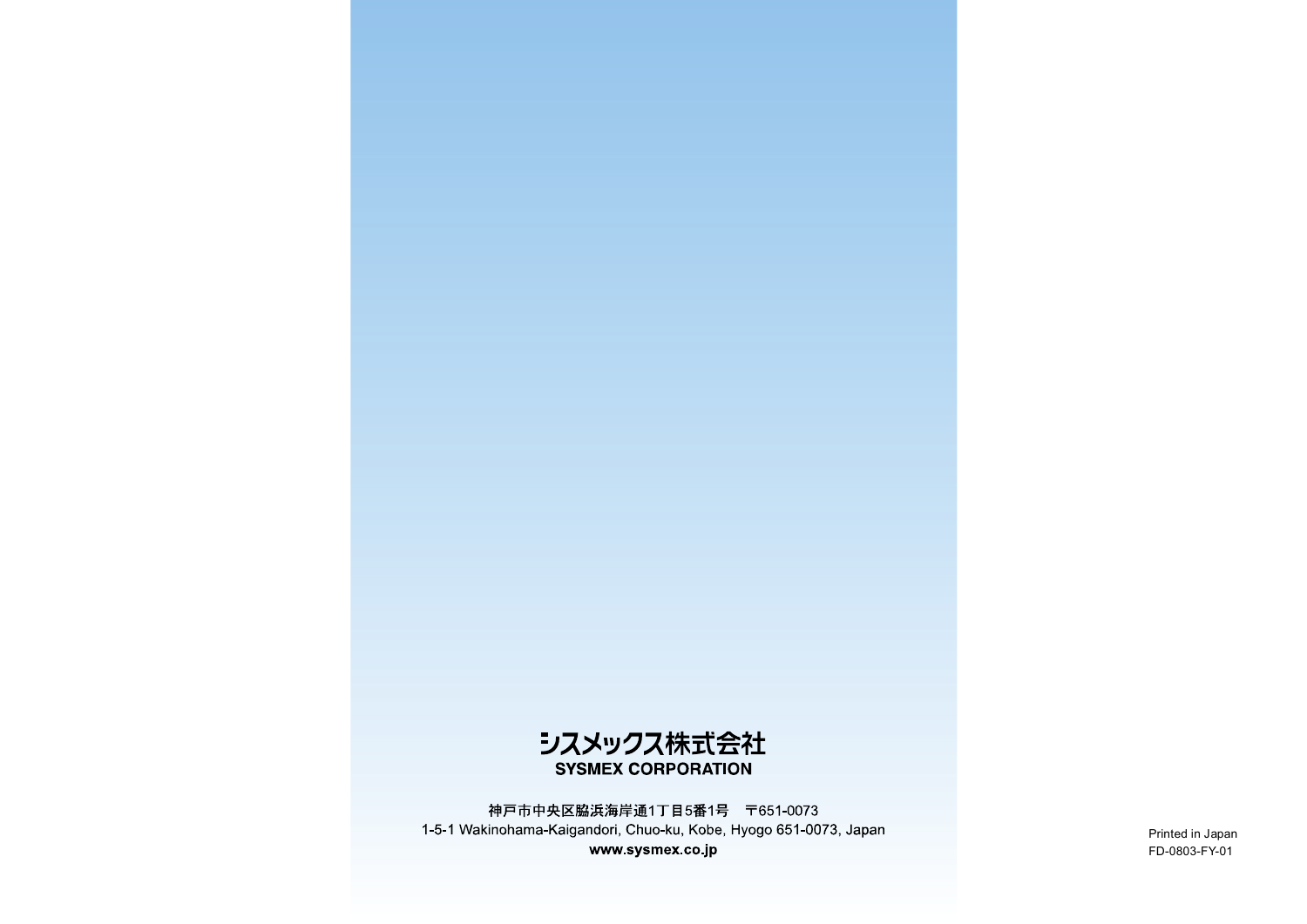**シスメックス株式会社**

**SYSMEX CORPORATION**

神戸市中央区脇浜海岸通1丁目5番1号　〒651-0073

1-5-1 Wakinohama-Kaigandori, Chuo-ku, Kobe, Hyogo 651-0073, Japan

**www.sysmex.co.jp**

Printed in Japan

FD-0803-FY-01